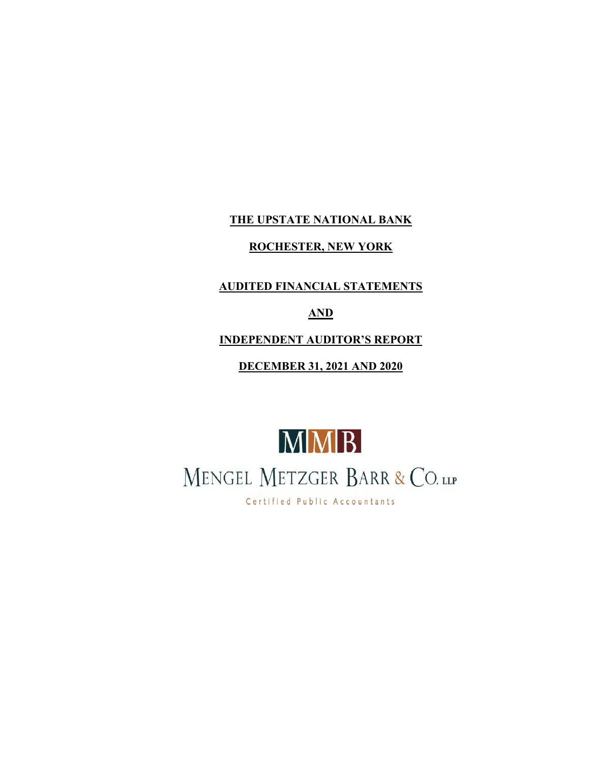**THE UPSTATE NATIONAL BANK**

**ROCHESTER, NEW YORK**

**AUDITED FINANCIAL STATEMENTS**

**AND**

**INDEPENDENT AUDITOR'S REPORT**

**DECEMBER 31, 2021 AND 2020**

MMB

MENGEL METZGER BARR & CO. LLP

Certified Public Accountants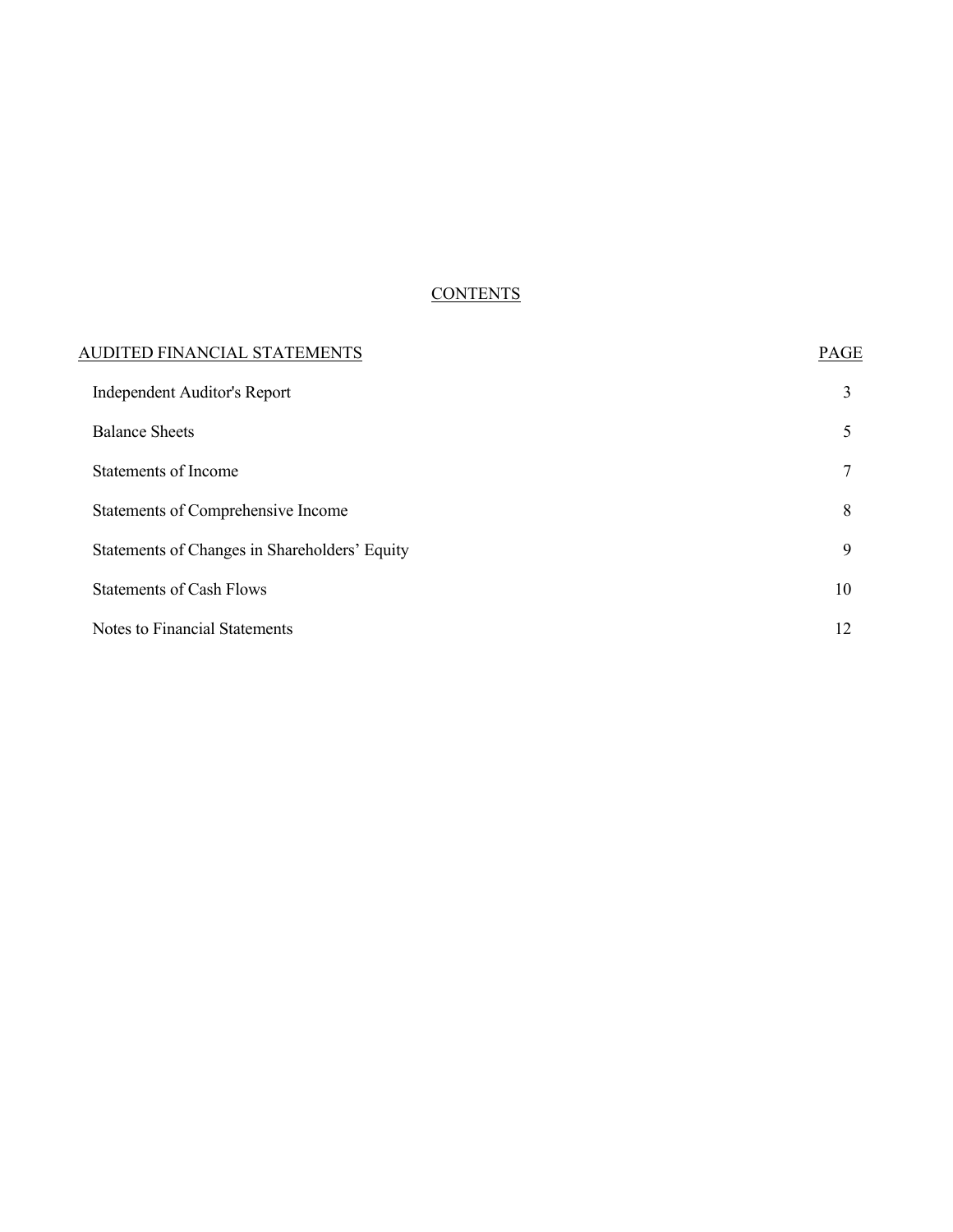# CONTENTS

| AUDITED FINANCIAL STATEMENTS | PAGE |
| --- | --- |
| Independent Auditor's Report | 3 |
| Balance Sheets | 5 |
| Statements of Income | 7 |
| Statements of Comprehensive Income | 8 |
| Statements of Changes in Shareholders' Equity | 9 |
| Statements of Cash Flows | 10 |
| Notes to Financial Statements | 12 |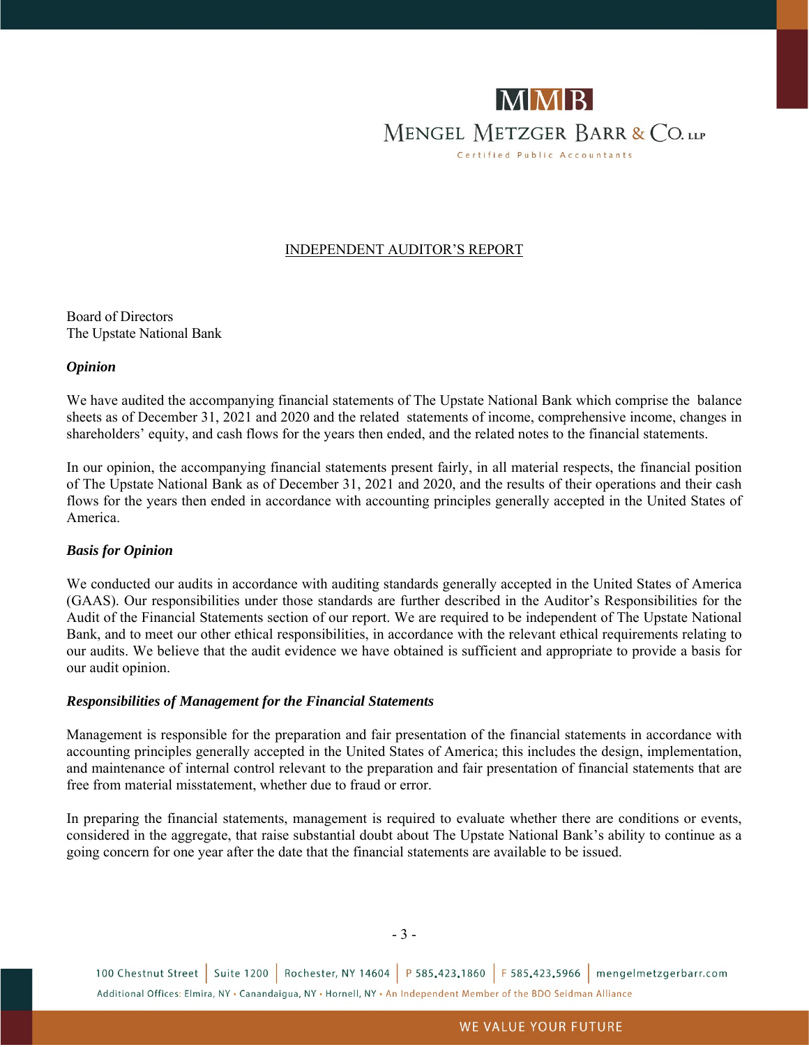# INDEPENDENT AUDITOR'S REPORT

Board of Directors
The Upstate National Bank

***Opinion***

We have audited the accompanying financial statements of The Upstate National Bank which comprise the balance sheets as of December 31, 2021 and 2020 and the related statements of income, comprehensive income, changes in shareholders' equity, and cash flows for the years then ended, and the related notes to the financial statements.

In our opinion, the accompanying financial statements present fairly, in all material respects, the financial position of The Upstate National Bank as of December 31, 2021 and 2020, and the results of their operations and their cash flows for the years then ended in accordance with accounting principles generally accepted in the United States of America.

***Basis for Opinion***

We conducted our audits in accordance with auditing standards generally accepted in the United States of America (GAAS). Our responsibilities under those standards are further described in the Auditor's Responsibilities for the Audit of the Financial Statements section of our report. We are required to be independent of The Upstate National Bank, and to meet our other ethical responsibilities, in accordance with the relevant ethical requirements relating to our audits. We believe that the audit evidence we have obtained is sufficient and appropriate to provide a basis for our audit opinion.

***Responsibilities of Management for the Financial Statements***

Management is responsible for the preparation and fair presentation of the financial statements in accordance with accounting principles generally accepted in the United States of America; this includes the design, implementation, and maintenance of internal control relevant to the preparation and fair presentation of financial statements that are free from material misstatement, whether due to fraud or error.

In preparing the financial statements, management is required to evaluate whether there are conditions or events, considered in the aggregate, that raise substantial doubt about The Upstate National Bank's ability to continue as a going concern for one year after the date that the financial statements are available to be issued.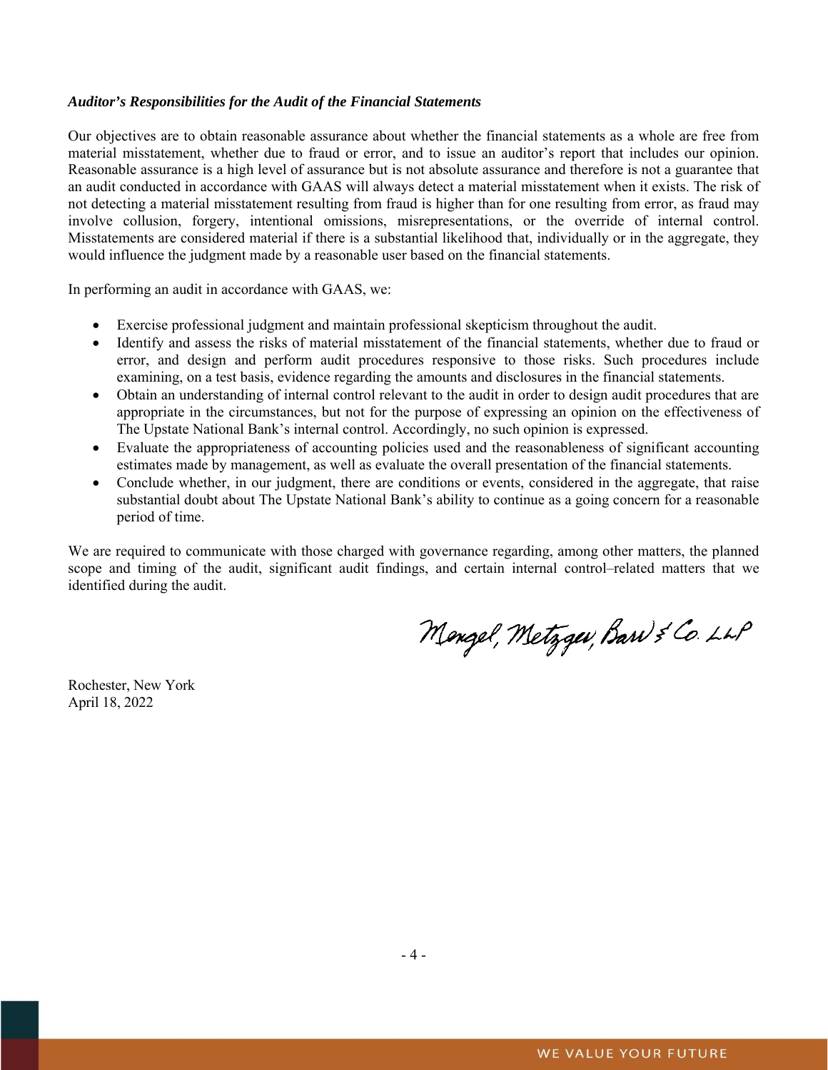***Auditor's Responsibilities for the Audit of the Financial Statements***

Our objectives are to obtain reasonable assurance about whether the financial statements as a whole are free from material misstatement, whether due to fraud or error, and to issue an auditor's report that includes our opinion. Reasonable assurance is a high level of assurance but is not absolute assurance and therefore is not a guarantee that an audit conducted in accordance with GAAS will always detect a material misstatement when it exists. The risk of not detecting a material misstatement resulting from fraud is higher than for one resulting from error, as fraud may involve collusion, forgery, intentional omissions, misrepresentations, or the override of internal control. Misstatements are considered material if there is a substantial likelihood that, individually or in the aggregate, they would influence the judgment made by a reasonable user based on the financial statements.

In performing an audit in accordance with GAAS, we:

- Exercise professional judgment and maintain professional skepticism throughout the audit.
- Identify and assess the risks of material misstatement of the financial statements, whether due to fraud or error, and design and perform audit procedures responsive to those risks. Such procedures include examining, on a test basis, evidence regarding the amounts and disclosures in the financial statements.
- Obtain an understanding of internal control relevant to the audit in order to design audit procedures that are appropriate in the circumstances, but not for the purpose of expressing an opinion on the effectiveness of The Upstate National Bank's internal control. Accordingly, no such opinion is expressed.
- Evaluate the appropriateness of accounting policies used and the reasonableness of significant accounting estimates made by management, as well as evaluate the overall presentation of the financial statements.
- Conclude whether, in our judgment, there are conditions or events, considered in the aggregate, that raise substantial doubt about The Upstate National Bank's ability to continue as a going concern for a reasonable period of time.

We are required to communicate with those charged with governance regarding, among other matters, the planned scope and timing of the audit, significant audit findings, and certain internal control–related matters that we identified during the audit.

Mengel, Metzger, Barr & Co. LLP

Rochester, New York
April 18, 2022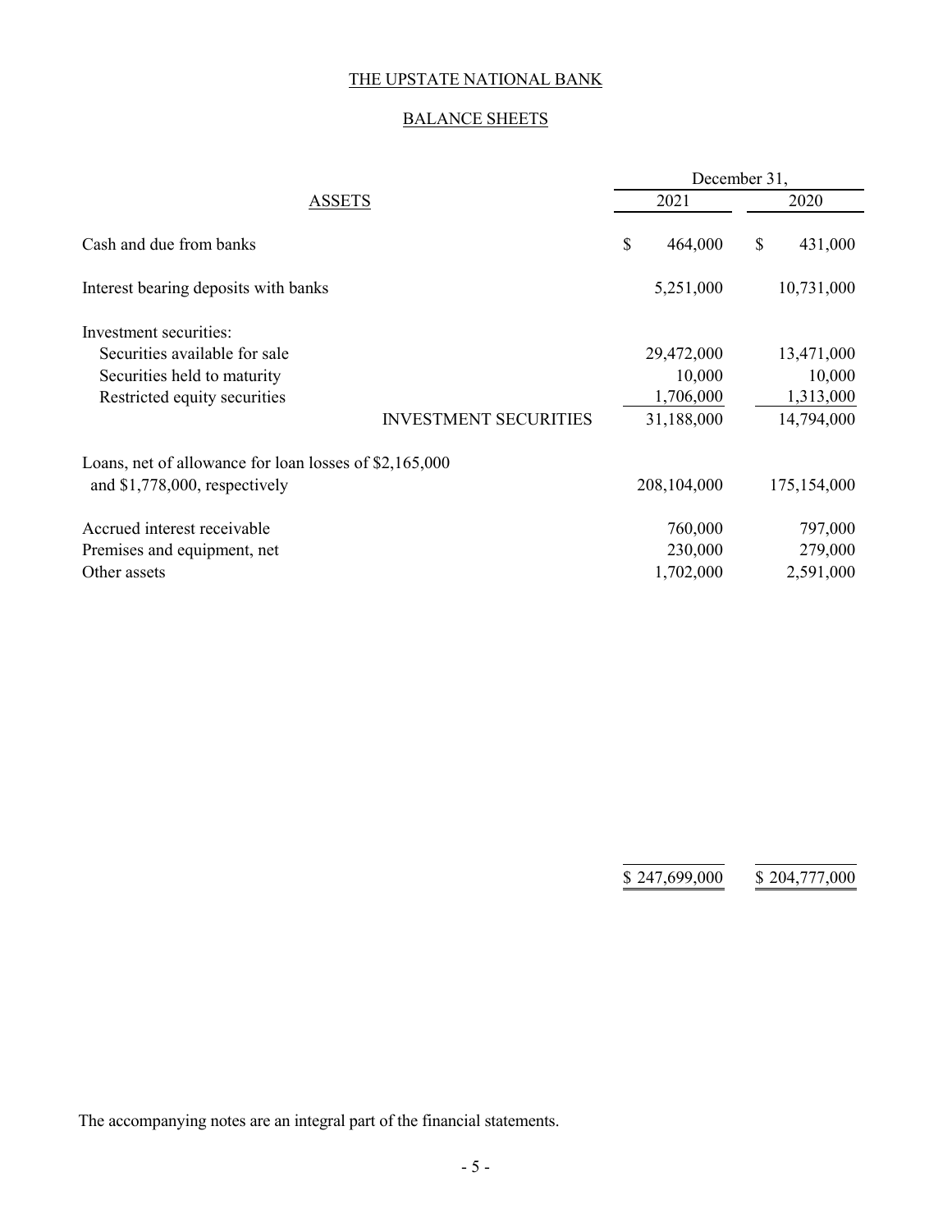# THE UPSTATE NATIONAL BANK

## BALANCE SHEETS

| ASSETS | December 31, 2021 | December 31, 2020 |
|---|---|---|
| Cash and due from banks | $ 464,000 | $ 431,000 |
| Interest bearing deposits with banks | 5,251,000 | 10,731,000 |
| Investment securities: | | |
| Securities available for sale | 29,472,000 | 13,471,000 |
| Securities held to maturity | 10,000 | 10,000 |
| Restricted equity securities | 1,706,000 | 1,313,000 |
| INVESTMENT SECURITIES | 31,188,000 | 14,794,000 |
| Loans, net of allowance for loan losses of $2,165,000 and $1,778,000, respectively | 208,104,000 | 175,154,000 |
| Accrued interest receivable | 760,000 | 797,000 |
| Premises and equipment, net | 230,000 | 279,000 |
| Other assets | 1,702,000 | 2,591,000 |
| | $ 247,699,000 | $ 204,777,000 |

The accompanying notes are an integral part of the financial statements.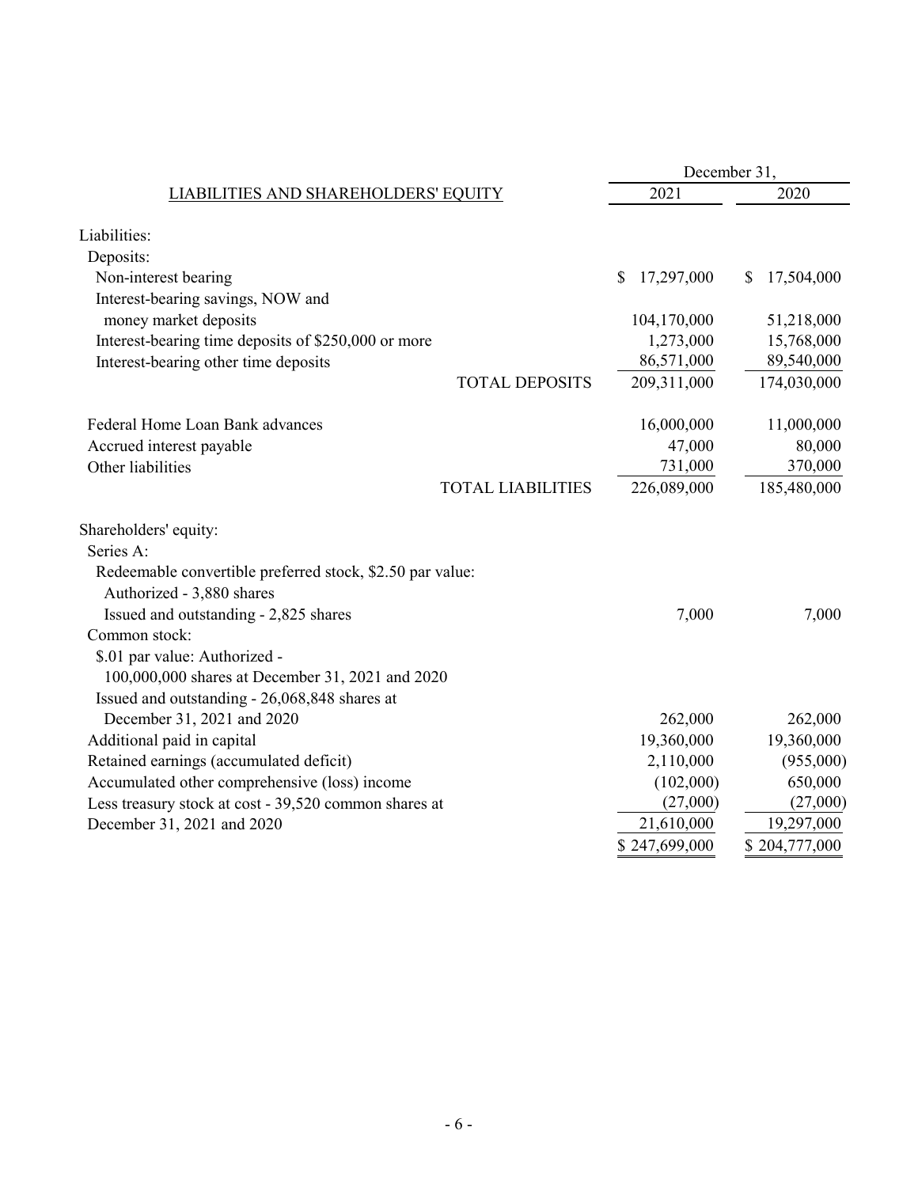| LIABILITIES AND SHAREHOLDERS' EQUITY | December 31, 2021 | December 31, 2020 |
|---|---|---|
| Liabilities: | | |
| Deposits: | | |
| Non-interest bearing | $ 17,297,000 | $ 17,504,000 |
| Interest-bearing savings, NOW and money market deposits | 104,170,000 | 51,218,000 |
| Interest-bearing time deposits of $250,000 or more | 1,273,000 | 15,768,000 |
| Interest-bearing other time deposits | 86,571,000 | 89,540,000 |
| TOTAL DEPOSITS | 209,311,000 | 174,030,000 |
| Federal Home Loan Bank advances | 16,000,000 | 11,000,000 |
| Accrued interest payable | 47,000 | 80,000 |
| Other liabilities | 731,000 | 370,000 |
| TOTAL LIABILITIES | 226,089,000 | 185,480,000 |
| Shareholders' equity: | | |
| Series A: | | |
| Redeemable convertible preferred stock, $2.50 par value: Authorized - 3,880 shares Issued and outstanding - 2,825 shares | 7,000 | 7,000 |
| Common stock: | | |
| $.01 par value: Authorized - 100,000,000 shares at December 31, 2021 and 2020 Issued and outstanding - 26,068,848 shares at December 31, 2021 and 2020 | 262,000 | 262,000 |
| Additional paid in capital | 19,360,000 | 19,360,000 |
| Retained earnings (accumulated deficit) | 2,110,000 | (955,000) |
| Accumulated other comprehensive (loss) income | (102,000) | 650,000 |
| Less treasury stock at cost - 39,520 common shares at December 31, 2021 and 2020 | (27,000) | (27,000) |
| | 21,610,000 | 19,297,000 |
| | $ 247,699,000 | $ 204,777,000 |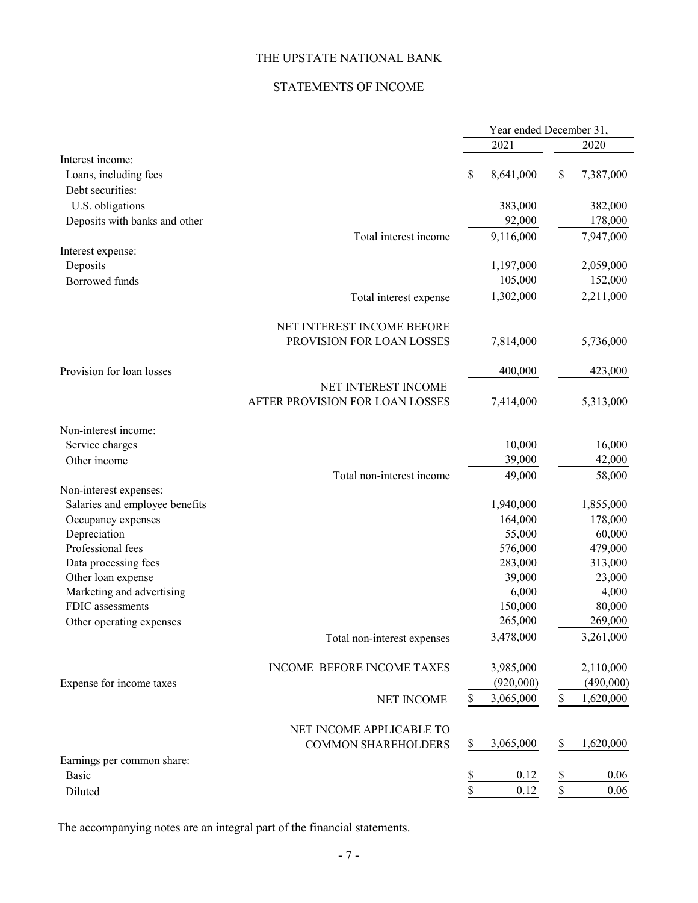# THE UPSTATE NATIONAL BANK

## STATEMENTS OF INCOME

| | Year ended December 31, | |
|---|---|---|
| | 2021 | 2020 |
| **Interest income:** | | |
| Loans, including fees | $ 8,641,000 | $ 7,387,000 |
| Debt securities: | | |
| U.S. obligations | 383,000 | 382,000 |
| Deposits with banks and other | 92,000 | 178,000 |
| Total interest income | 9,116,000 | 7,947,000 |
| **Interest expense:** | | |
| Deposits | 1,197,000 | 2,059,000 |
| Borrowed funds | 105,000 | 152,000 |
| Total interest expense | 1,302,000 | 2,211,000 |
| NET INTEREST INCOME BEFORE PROVISION FOR LOAN LOSSES | 7,814,000 | 5,736,000 |
| Provision for loan losses | 400,000 | 423,000 |
| NET INTEREST INCOME AFTER PROVISION FOR LOAN LOSSES | 7,414,000 | 5,313,000 |
| **Non-interest income:** | | |
| Service charges | 10,000 | 16,000 |
| Other income | 39,000 | 42,000 |
| Total non-interest income | 49,000 | 58,000 |
| **Non-interest expenses:** | | |
| Salaries and employee benefits | 1,940,000 | 1,855,000 |
| Occupancy expenses | 164,000 | 178,000 |
| Depreciation | 55,000 | 60,000 |
| Professional fees | 576,000 | 479,000 |
| Data processing fees | 283,000 | 313,000 |
| Other loan expense | 39,000 | 23,000 |
| Marketing and advertising | 6,000 | 4,000 |
| FDIC assessments | 150,000 | 80,000 |
| Other operating expenses | 265,000 | 269,000 |
| Total non-interest expenses | 3,478,000 | 3,261,000 |
| INCOME BEFORE INCOME TAXES | 3,985,000 | 2,110,000 |
| Expense for income taxes | (920,000) | (490,000) |
| NET INCOME | $ 3,065,000 | $ 1,620,000 |
| NET INCOME APPLICABLE TO COMMON SHAREHOLDERS | $ 3,065,000 | $ 1,620,000 |
| **Earnings per common share:** | | |
| Basic | $ 0.12 | $ 0.06 |
| Diluted | $ 0.12 | $ 0.06 |

The accompanying notes are an integral part of the financial statements.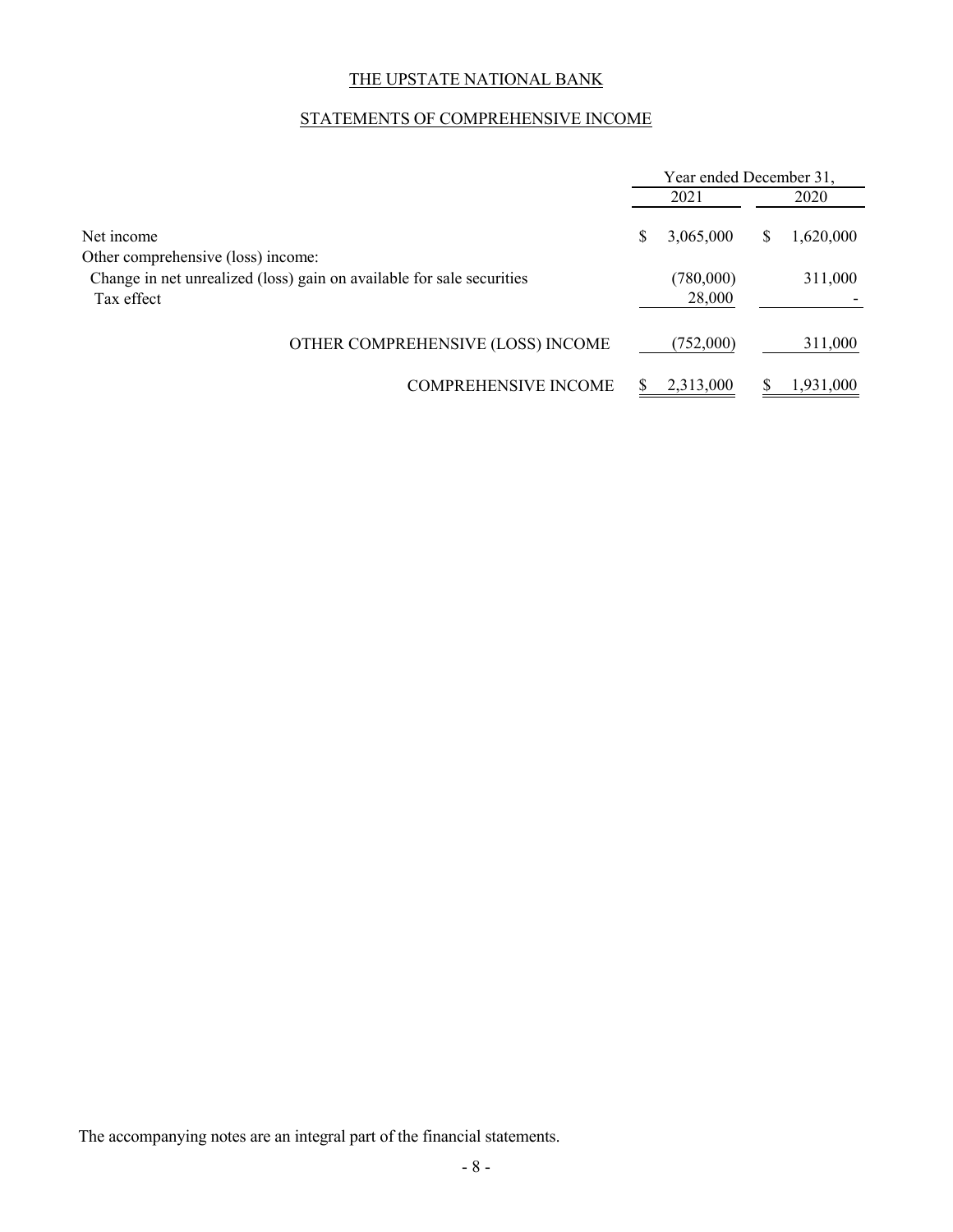# THE UPSTATE NATIONAL BANK

## STATEMENTS OF COMPREHENSIVE INCOME

| | Year ended December 31, | |
|---|---|---|
| | 2021 | 2020 |
| Net income | $ 3,065,000 | $ 1,620,000 |
| Other comprehensive (loss) income: | | |
| Change in net unrealized (loss) gain on available for sale securities | (780,000) | 311,000 |
| Tax effect | 28,000 | - |
| OTHER COMPREHENSIVE (LOSS) INCOME | (752,000) | 311,000 |
| COMPREHENSIVE INCOME | $ 2,313,000 | $ 1,931,000 |

The accompanying notes are an integral part of the financial statements.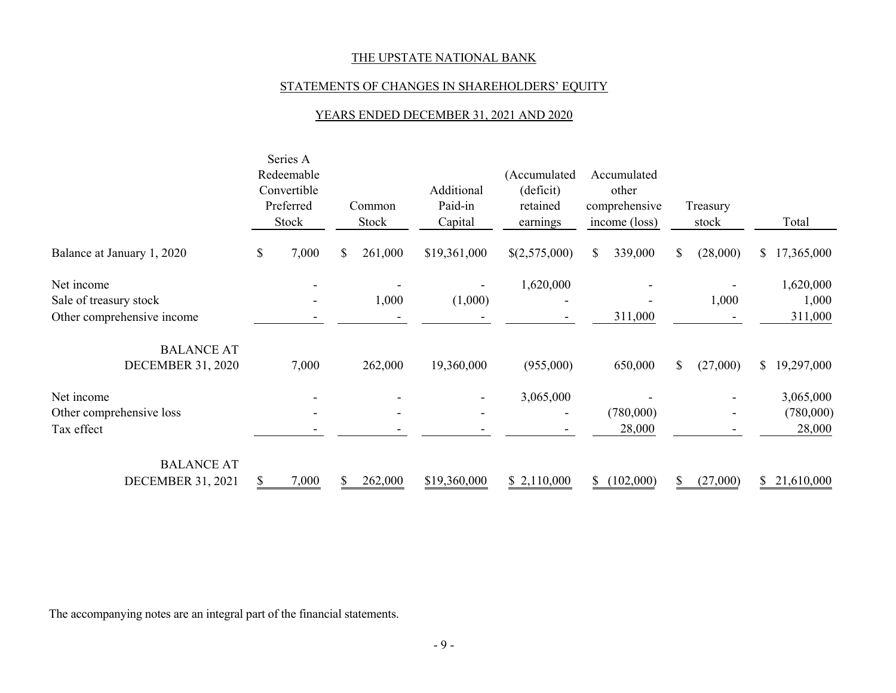THE UPSTATE NATIONAL BANK

STATEMENTS OF CHANGES IN SHAREHOLDERS' EQUITY

YEARS ENDED DECEMBER 31, 2021 AND 2020

| | Series A Redeemable Convertible Preferred Stock | Common Stock | Additional Paid-in Capital | (Accumulated (deficit) retained earnings | Accumulated other comprehensive income (loss) | Treasury stock | Total |
|---|---|---|---|---|---|---|---|
| Balance at January 1, 2020 | $ 7,000 | $ 261,000 | $19,361,000 | $(2,575,000) | $ 339,000 | $ (28,000) | $ 17,365,000 |
| Net income | - | - | - | 1,620,000 | - | - | 1,620,000 |
| Sale of treasury stock | - | 1,000 | (1,000) | - | - | 1,000 | 1,000 |
| Other comprehensive income | - | - | - | - | 311,000 | - | 311,000 |
| BALANCE AT DECEMBER 31, 2020 | 7,000 | 262,000 | 19,360,000 | (955,000) | 650,000 | $ (27,000) | $ 19,297,000 |
| Net income | - | - | - | 3,065,000 | - | - | 3,065,000 |
| Other comprehensive loss | - | - | - | - | (780,000) | - | (780,000) |
| Tax effect | - | - | - | - | 28,000 | - | 28,000 |
| BALANCE AT DECEMBER 31, 2021 | $ 7,000 | $ 262,000 | $19,360,000 | $ 2,110,000 | $ (102,000) | $ (27,000) | $ 21,610,000 |

The accompanying notes are an integral part of the financial statements.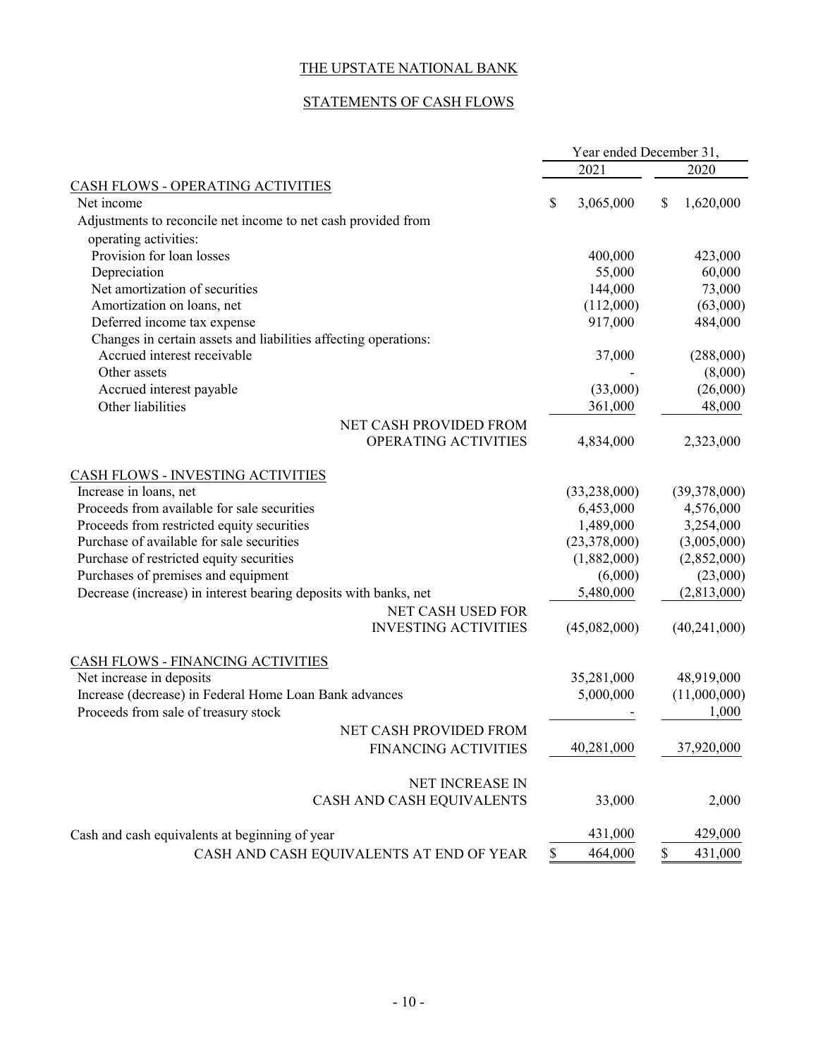# THE UPSTATE NATIONAL BANK

## STATEMENTS OF CASH FLOWS

| | Year ended December 31, | |
|---|---|---|
| | 2021 | 2020 |
| **CASH FLOWS - OPERATING ACTIVITIES** | | |
| Net income | $ 3,065,000 | $ 1,620,000 |
| Adjustments to reconcile net income to net cash provided from operating activities: | | |
| Provision for loan losses | 400,000 | 423,000 |
| Depreciation | 55,000 | 60,000 |
| Net amortization of securities | 144,000 | 73,000 |
| Amortization on loans, net | (112,000) | (63,000) |
| Deferred income tax expense | 917,000 | 484,000 |
| Changes in certain assets and liabilities affecting operations: | | |
| Accrued interest receivable | 37,000 | (288,000) |
| Other assets | - | (8,000) |
| Accrued interest payable | (33,000) | (26,000) |
| Other liabilities | 361,000 | 48,000 |
| NET CASH PROVIDED FROM OPERATING ACTIVITIES | 4,834,000 | 2,323,000 |
| **CASH FLOWS - INVESTING ACTIVITIES** | | |
| Increase in loans, net | (33,238,000) | (39,378,000) |
| Proceeds from available for sale securities | 6,453,000 | 4,576,000 |
| Proceeds from restricted equity securities | 1,489,000 | 3,254,000 |
| Purchase of available for sale securities | (23,378,000) | (3,005,000) |
| Purchase of restricted equity securities | (1,882,000) | (2,852,000) |
| Purchases of premises and equipment | (6,000) | (23,000) |
| Decrease (increase) in interest bearing deposits with banks, net | 5,480,000 | (2,813,000) |
| NET CASH USED FOR INVESTING ACTIVITIES | (45,082,000) | (40,241,000) |
| **CASH FLOWS - FINANCING ACTIVITIES** | | |
| Net increase in deposits | 35,281,000 | 48,919,000 |
| Increase (decrease) in Federal Home Loan Bank advances | 5,000,000 | (11,000,000) |
| Proceeds from sale of treasury stock | - | 1,000 |
| NET CASH PROVIDED FROM FINANCING ACTIVITIES | 40,281,000 | 37,920,000 |
| NET INCREASE IN CASH AND CASH EQUIVALENTS | 33,000 | 2,000 |
| Cash and cash equivalents at beginning of year | 431,000 | 429,000 |
| CASH AND CASH EQUIVALENTS AT END OF YEAR | $ 464,000 | $ 431,000 |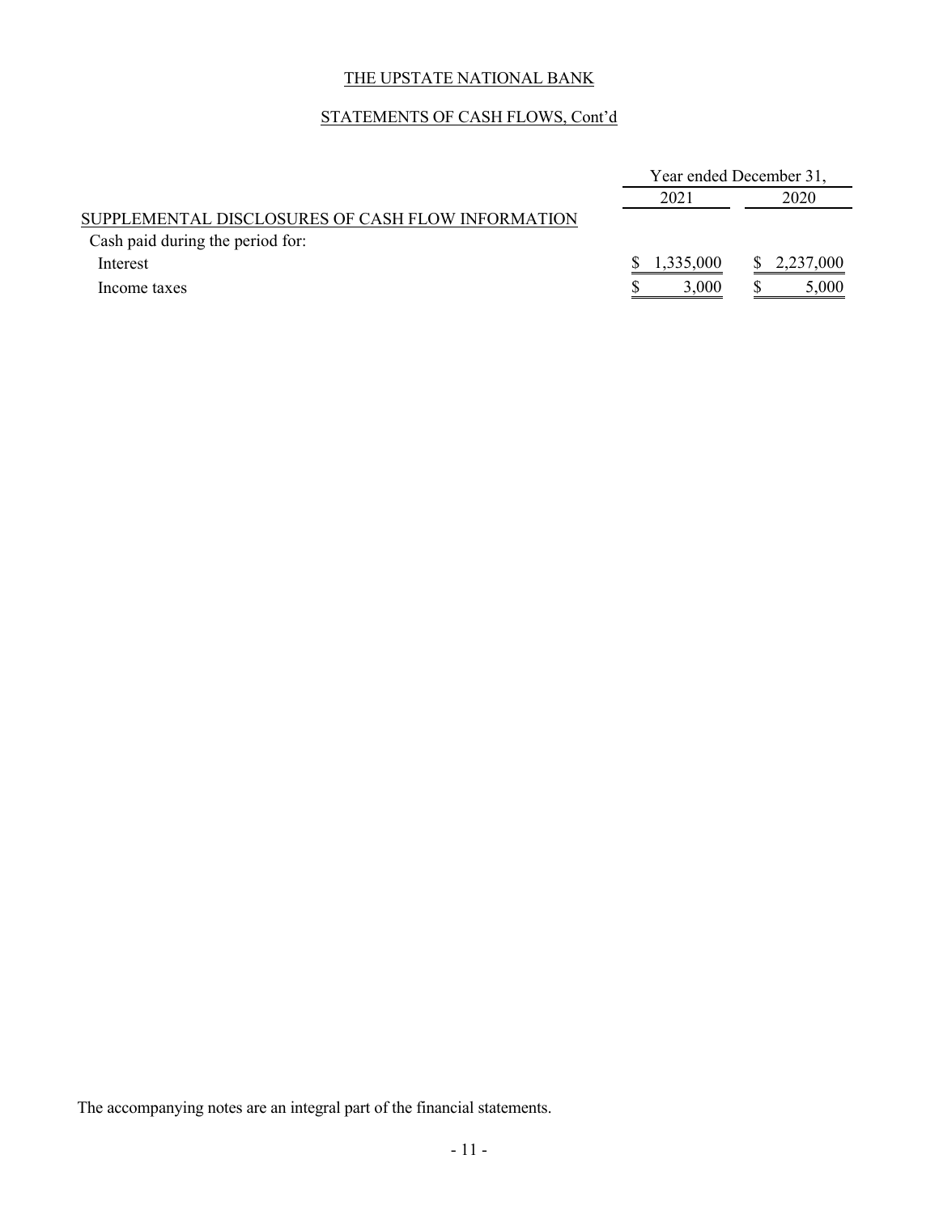THE UPSTATE NATIONAL BANK

STATEMENTS OF CASH FLOWS, Cont'd

| | Year ended December 31, | |
|---|---|---|
| | 2021 | 2020 |
| SUPPLEMENTAL DISCLOSURES OF CASH FLOW INFORMATION | | |
| Cash paid during the period for: | | |
| Interest | $ 1,335,000 | $ 2,237,000 |
| Income taxes | $ 3,000 | $ 5,000 |

The accompanying notes are an integral part of the financial statements.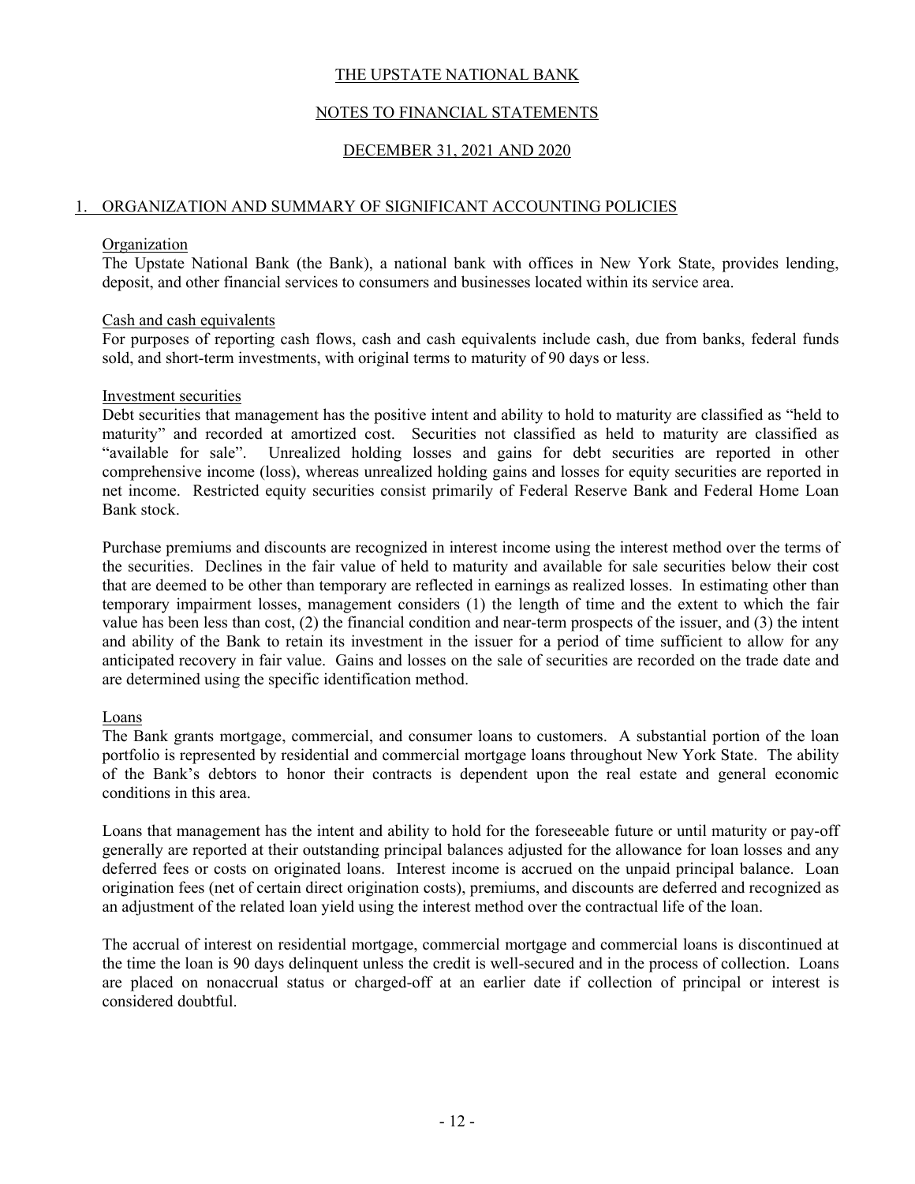THE UPSTATE NATIONAL BANK

NOTES TO FINANCIAL STATEMENTS

DECEMBER 31, 2021 AND 2020

## 1. ORGANIZATION AND SUMMARY OF SIGNIFICANT ACCOUNTING POLICIES

### Organization

The Upstate National Bank (the Bank), a national bank with offices in New York State, provides lending, deposit, and other financial services to consumers and businesses located within its service area.

### Cash and cash equivalents

For purposes of reporting cash flows, cash and cash equivalents include cash, due from banks, federal funds sold, and short-term investments, with original terms to maturity of 90 days or less.

### Investment securities

Debt securities that management has the positive intent and ability to hold to maturity are classified as "held to maturity" and recorded at amortized cost. Securities not classified as held to maturity are classified as "available for sale". Unrealized holding losses and gains for debt securities are reported in other comprehensive income (loss), whereas unrealized holding gains and losses for equity securities are reported in net income. Restricted equity securities consist primarily of Federal Reserve Bank and Federal Home Loan Bank stock.

Purchase premiums and discounts are recognized in interest income using the interest method over the terms of the securities. Declines in the fair value of held to maturity and available for sale securities below their cost that are deemed to be other than temporary are reflected in earnings as realized losses. In estimating other than temporary impairment losses, management considers (1) the length of time and the extent to which the fair value has been less than cost, (2) the financial condition and near-term prospects of the issuer, and (3) the intent and ability of the Bank to retain its investment in the issuer for a period of time sufficient to allow for any anticipated recovery in fair value. Gains and losses on the sale of securities are recorded on the trade date and are determined using the specific identification method.

### Loans

The Bank grants mortgage, commercial, and consumer loans to customers. A substantial portion of the loan portfolio is represented by residential and commercial mortgage loans throughout New York State. The ability of the Bank's debtors to honor their contracts is dependent upon the real estate and general economic conditions in this area.

Loans that management has the intent and ability to hold for the foreseeable future or until maturity or pay-off generally are reported at their outstanding principal balances adjusted for the allowance for loan losses and any deferred fees or costs on originated loans. Interest income is accrued on the unpaid principal balance. Loan origination fees (net of certain direct origination costs), premiums, and discounts are deferred and recognized as an adjustment of the related loan yield using the interest method over the contractual life of the loan.

The accrual of interest on residential mortgage, commercial mortgage and commercial loans is discontinued at the time the loan is 90 days delinquent unless the credit is well-secured and in the process of collection. Loans are placed on nonaccrual status or charged-off at an earlier date if collection of principal or interest is considered doubtful.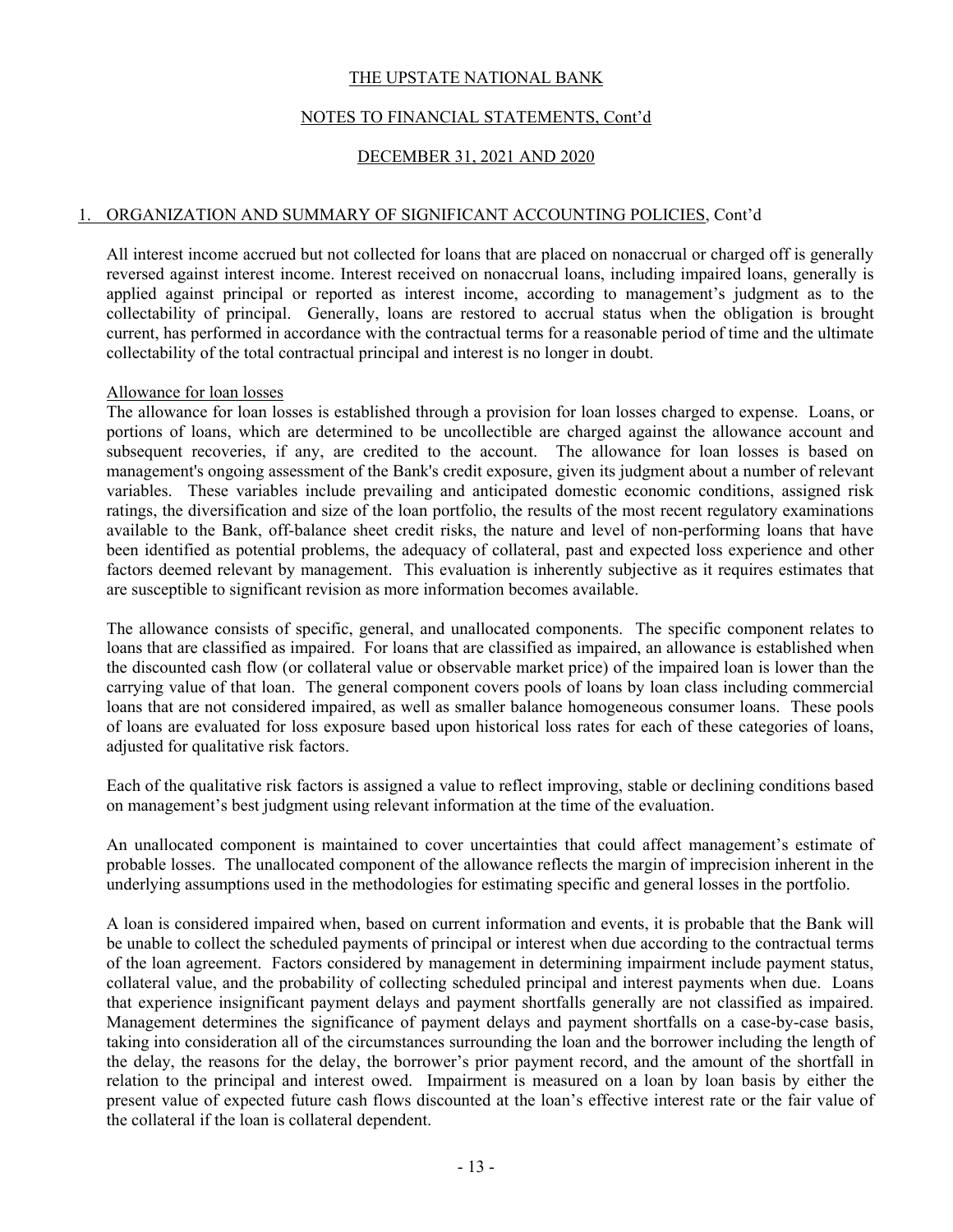## 1. ORGANIZATION AND SUMMARY OF SIGNIFICANT ACCOUNTING POLICIES, Cont'd

All interest income accrued but not collected for loans that are placed on nonaccrual or charged off is generally reversed against interest income. Interest received on nonaccrual loans, including impaired loans, generally is applied against principal or reported as interest income, according to management's judgment as to the collectability of principal. Generally, loans are restored to accrual status when the obligation is brought current, has performed in accordance with the contractual terms for a reasonable period of time and the ultimate collectability of the total contractual principal and interest is no longer in doubt.

### Allowance for loan losses

The allowance for loan losses is established through a provision for loan losses charged to expense. Loans, or portions of loans, which are determined to be uncollectible are charged against the allowance account and subsequent recoveries, if any, are credited to the account. The allowance for loan losses is based on management's ongoing assessment of the Bank's credit exposure, given its judgment about a number of relevant variables. These variables include prevailing and anticipated domestic economic conditions, assigned risk ratings, the diversification and size of the loan portfolio, the results of the most recent regulatory examinations available to the Bank, off-balance sheet credit risks, the nature and level of non-performing loans that have been identified as potential problems, the adequacy of collateral, past and expected loss experience and other factors deemed relevant by management. This evaluation is inherently subjective as it requires estimates that are susceptible to significant revision as more information becomes available.

The allowance consists of specific, general, and unallocated components. The specific component relates to loans that are classified as impaired. For loans that are classified as impaired, an allowance is established when the discounted cash flow (or collateral value or observable market price) of the impaired loan is lower than the carrying value of that loan. The general component covers pools of loans by loan class including commercial loans that are not considered impaired, as well as smaller balance homogeneous consumer loans. These pools of loans are evaluated for loss exposure based upon historical loss rates for each of these categories of loans, adjusted for qualitative risk factors.

Each of the qualitative risk factors is assigned a value to reflect improving, stable or declining conditions based on management's best judgment using relevant information at the time of the evaluation.

An unallocated component is maintained to cover uncertainties that could affect management's estimate of probable losses. The unallocated component of the allowance reflects the margin of imprecision inherent in the underlying assumptions used in the methodologies for estimating specific and general losses in the portfolio.

A loan is considered impaired when, based on current information and events, it is probable that the Bank will be unable to collect the scheduled payments of principal or interest when due according to the contractual terms of the loan agreement. Factors considered by management in determining impairment include payment status, collateral value, and the probability of collecting scheduled principal and interest payments when due. Loans that experience insignificant payment delays and payment shortfalls generally are not classified as impaired. Management determines the significance of payment delays and payment shortfalls on a case-by-case basis, taking into consideration all of the circumstances surrounding the loan and the borrower including the length of the delay, the reasons for the delay, the borrower's prior payment record, and the amount of the shortfall in relation to the principal and interest owed. Impairment is measured on a loan by loan basis by either the present value of expected future cash flows discounted at the loan's effective interest rate or the fair value of the collateral if the loan is collateral dependent.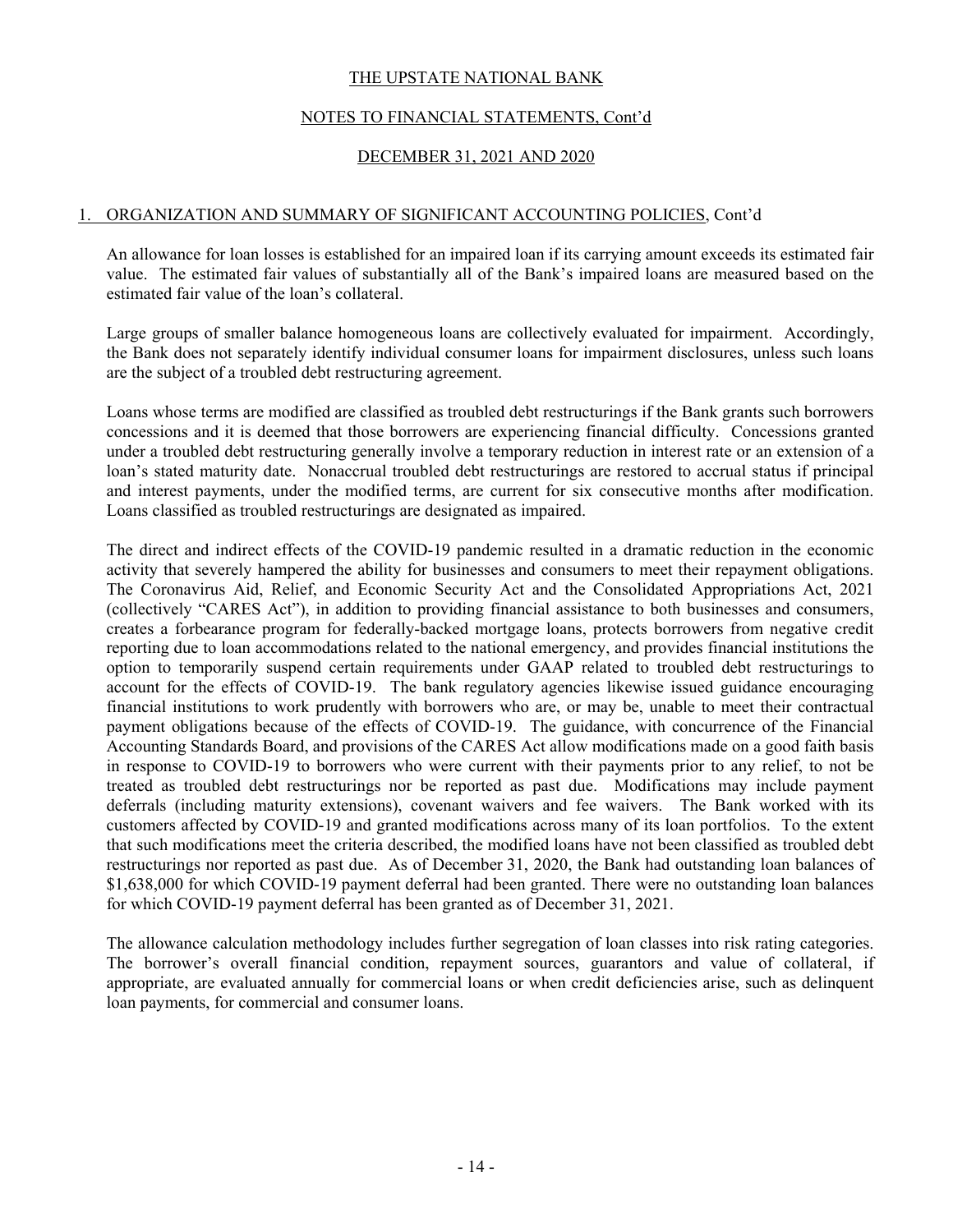## 1. ORGANIZATION AND SUMMARY OF SIGNIFICANT ACCOUNTING POLICIES, Cont'd

An allowance for loan losses is established for an impaired loan if its carrying amount exceeds its estimated fair value. The estimated fair values of substantially all of the Bank's impaired loans are measured based on the estimated fair value of the loan's collateral.

Large groups of smaller balance homogeneous loans are collectively evaluated for impairment. Accordingly, the Bank does not separately identify individual consumer loans for impairment disclosures, unless such loans are the subject of a troubled debt restructuring agreement.

Loans whose terms are modified are classified as troubled debt restructurings if the Bank grants such borrowers concessions and it is deemed that those borrowers are experiencing financial difficulty. Concessions granted under a troubled debt restructuring generally involve a temporary reduction in interest rate or an extension of a loan's stated maturity date. Nonaccrual troubled debt restructurings are restored to accrual status if principal and interest payments, under the modified terms, are current for six consecutive months after modification. Loans classified as troubled restructurings are designated as impaired.

The direct and indirect effects of the COVID-19 pandemic resulted in a dramatic reduction in the economic activity that severely hampered the ability for businesses and consumers to meet their repayment obligations. The Coronavirus Aid, Relief, and Economic Security Act and the Consolidated Appropriations Act, 2021 (collectively "CARES Act"), in addition to providing financial assistance to both businesses and consumers, creates a forbearance program for federally-backed mortgage loans, protects borrowers from negative credit reporting due to loan accommodations related to the national emergency, and provides financial institutions the option to temporarily suspend certain requirements under GAAP related to troubled debt restructurings to account for the effects of COVID-19. The bank regulatory agencies likewise issued guidance encouraging financial institutions to work prudently with borrowers who are, or may be, unable to meet their contractual payment obligations because of the effects of COVID-19. The guidance, with concurrence of the Financial Accounting Standards Board, and provisions of the CARES Act allow modifications made on a good faith basis in response to COVID-19 to borrowers who were current with their payments prior to any relief, to not be treated as troubled debt restructurings nor be reported as past due. Modifications may include payment deferrals (including maturity extensions), covenant waivers and fee waivers. The Bank worked with its customers affected by COVID-19 and granted modifications across many of its loan portfolios. To the extent that such modifications meet the criteria described, the modified loans have not been classified as troubled debt restructurings nor reported as past due. As of December 31, 2020, the Bank had outstanding loan balances of $1,638,000 for which COVID-19 payment deferral had been granted. There were no outstanding loan balances for which COVID-19 payment deferral has been granted as of December 31, 2021.

The allowance calculation methodology includes further segregation of loan classes into risk rating categories. The borrower's overall financial condition, repayment sources, guarantors and value of collateral, if appropriate, are evaluated annually for commercial loans or when credit deficiencies arise, such as delinquent loan payments, for commercial and consumer loans.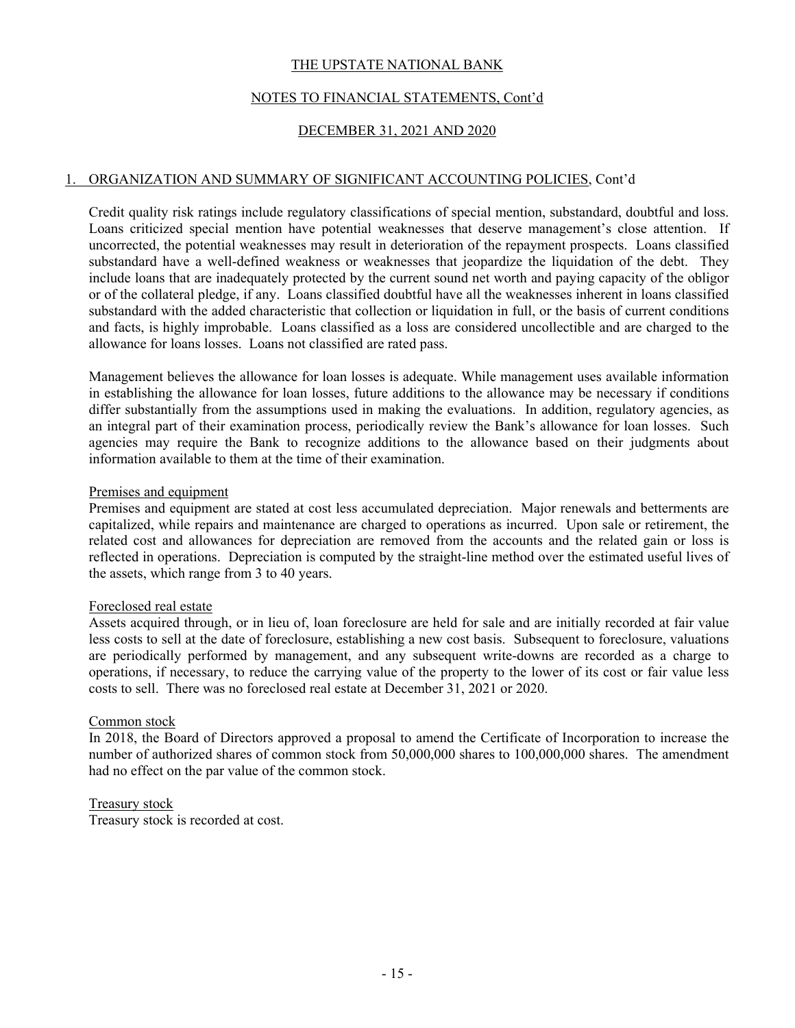## 1. ORGANIZATION AND SUMMARY OF SIGNIFICANT ACCOUNTING POLICIES, Cont'd

Credit quality risk ratings include regulatory classifications of special mention, substandard, doubtful and loss. Loans criticized special mention have potential weaknesses that deserve management's close attention. If uncorrected, the potential weaknesses may result in deterioration of the repayment prospects. Loans classified substandard have a well-defined weakness or weaknesses that jeopardize the liquidation of the debt. They include loans that are inadequately protected by the current sound net worth and paying capacity of the obligor or of the collateral pledge, if any. Loans classified doubtful have all the weaknesses inherent in loans classified substandard with the added characteristic that collection or liquidation in full, or the basis of current conditions and facts, is highly improbable. Loans classified as a loss are considered uncollectible and are charged to the allowance for loans losses. Loans not classified are rated pass.

Management believes the allowance for loan losses is adequate. While management uses available information in establishing the allowance for loan losses, future additions to the allowance may be necessary if conditions differ substantially from the assumptions used in making the evaluations. In addition, regulatory agencies, as an integral part of their examination process, periodically review the Bank's allowance for loan losses. Such agencies may require the Bank to recognize additions to the allowance based on their judgments about information available to them at the time of their examination.

### Premises and equipment

Premises and equipment are stated at cost less accumulated depreciation. Major renewals and betterments are capitalized, while repairs and maintenance are charged to operations as incurred. Upon sale or retirement, the related cost and allowances for depreciation are removed from the accounts and the related gain or loss is reflected in operations. Depreciation is computed by the straight-line method over the estimated useful lives of the assets, which range from 3 to 40 years.

### Foreclosed real estate

Assets acquired through, or in lieu of, loan foreclosure are held for sale and are initially recorded at fair value less costs to sell at the date of foreclosure, establishing a new cost basis. Subsequent to foreclosure, valuations are periodically performed by management, and any subsequent write-downs are recorded as a charge to operations, if necessary, to reduce the carrying value of the property to the lower of its cost or fair value less costs to sell. There was no foreclosed real estate at December 31, 2021 or 2020.

### Common stock

In 2018, the Board of Directors approved a proposal to amend the Certificate of Incorporation to increase the number of authorized shares of common stock from 50,000,000 shares to 100,000,000 shares. The amendment had no effect on the par value of the common stock.

### Treasury stock

Treasury stock is recorded at cost.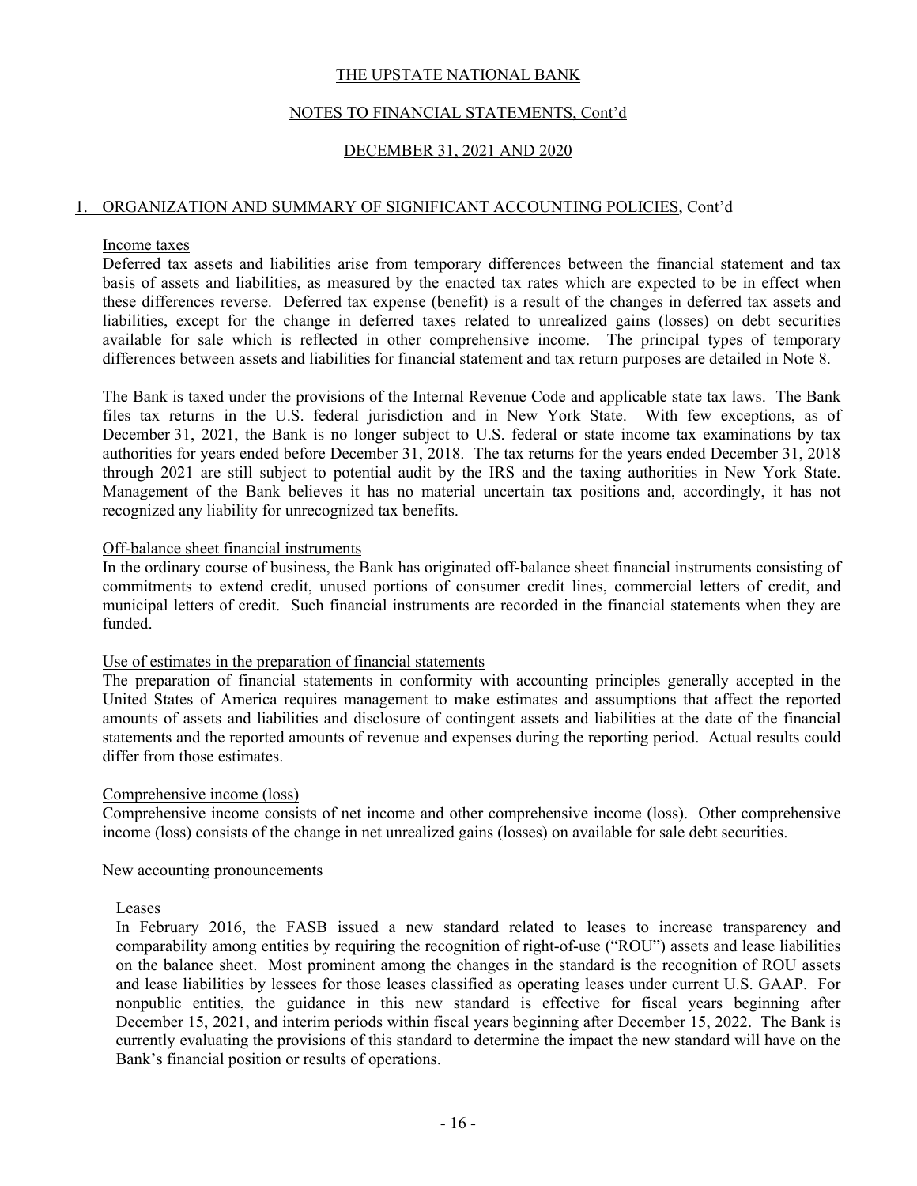THE UPSTATE NATIONAL BANK

NOTES TO FINANCIAL STATEMENTS, Cont'd

DECEMBER 31, 2021 AND 2020

## 1. ORGANIZATION AND SUMMARY OF SIGNIFICANT ACCOUNTING POLICIES, Cont'd

### Income taxes

Deferred tax assets and liabilities arise from temporary differences between the financial statement and tax basis of assets and liabilities, as measured by the enacted tax rates which are expected to be in effect when these differences reverse. Deferred tax expense (benefit) is a result of the changes in deferred tax assets and liabilities, except for the change in deferred taxes related to unrealized gains (losses) on debt securities available for sale which is reflected in other comprehensive income. The principal types of temporary differences between assets and liabilities for financial statement and tax return purposes are detailed in Note 8.

The Bank is taxed under the provisions of the Internal Revenue Code and applicable state tax laws. The Bank files tax returns in the U.S. federal jurisdiction and in New York State. With few exceptions, as of December 31, 2021, the Bank is no longer subject to U.S. federal or state income tax examinations by tax authorities for years ended before December 31, 2018. The tax returns for the years ended December 31, 2018 through 2021 are still subject to potential audit by the IRS and the taxing authorities in New York State. Management of the Bank believes it has no material uncertain tax positions and, accordingly, it has not recognized any liability for unrecognized tax benefits.

### Off-balance sheet financial instruments

In the ordinary course of business, the Bank has originated off-balance sheet financial instruments consisting of commitments to extend credit, unused portions of consumer credit lines, commercial letters of credit, and municipal letters of credit. Such financial instruments are recorded in the financial statements when they are funded.

### Use of estimates in the preparation of financial statements

The preparation of financial statements in conformity with accounting principles generally accepted in the United States of America requires management to make estimates and assumptions that affect the reported amounts of assets and liabilities and disclosure of contingent assets and liabilities at the date of the financial statements and the reported amounts of revenue and expenses during the reporting period. Actual results could differ from those estimates.

### Comprehensive income (loss)

Comprehensive income consists of net income and other comprehensive income (loss). Other comprehensive income (loss) consists of the change in net unrealized gains (losses) on available for sale debt securities.

### New accounting pronouncements

#### Leases

In February 2016, the FASB issued a new standard related to leases to increase transparency and comparability among entities by requiring the recognition of right-of-use ("ROU") assets and lease liabilities on the balance sheet. Most prominent among the changes in the standard is the recognition of ROU assets and lease liabilities by lessees for those leases classified as operating leases under current U.S. GAAP. For nonpublic entities, the guidance in this new standard is effective for fiscal years beginning after December 15, 2021, and interim periods within fiscal years beginning after December 15, 2022. The Bank is currently evaluating the provisions of this standard to determine the impact the new standard will have on the Bank's financial position or results of operations.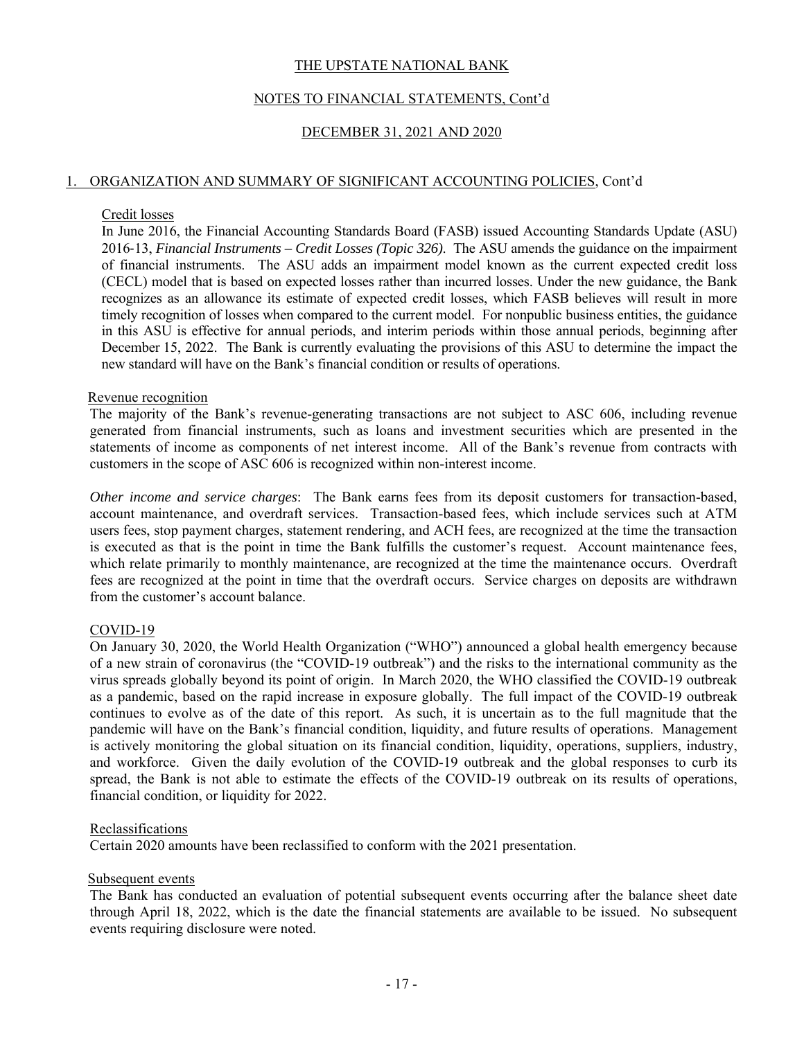THE UPSTATE NATIONAL BANK

NOTES TO FINANCIAL STATEMENTS, Cont'd

DECEMBER 31, 2021 AND 2020

## 1. ORGANIZATION AND SUMMARY OF SIGNIFICANT ACCOUNTING POLICIES, Cont'd

### Credit losses

In June 2016, the Financial Accounting Standards Board (FASB) issued Accounting Standards Update (ASU) 2016-13, *Financial Instruments – Credit Losses (Topic 326).* The ASU amends the guidance on the impairment of financial instruments. The ASU adds an impairment model known as the current expected credit loss (CECL) model that is based on expected losses rather than incurred losses. Under the new guidance, the Bank recognizes as an allowance its estimate of expected credit losses, which FASB believes will result in more timely recognition of losses when compared to the current model. For nonpublic business entities, the guidance in this ASU is effective for annual periods, and interim periods within those annual periods, beginning after December 15, 2022. The Bank is currently evaluating the provisions of this ASU to determine the impact the new standard will have on the Bank's financial condition or results of operations.

### Revenue recognition

The majority of the Bank's revenue-generating transactions are not subject to ASC 606, including revenue generated from financial instruments, such as loans and investment securities which are presented in the statements of income as components of net interest income. All of the Bank's revenue from contracts with customers in the scope of ASC 606 is recognized within non-interest income.

*Other income and service charges*: The Bank earns fees from its deposit customers for transaction-based, account maintenance, and overdraft services. Transaction-based fees, which include services such at ATM users fees, stop payment charges, statement rendering, and ACH fees, are recognized at the time the transaction is executed as that is the point in time the Bank fulfills the customer's request. Account maintenance fees, which relate primarily to monthly maintenance, are recognized at the time the maintenance occurs. Overdraft fees are recognized at the point in time that the overdraft occurs. Service charges on deposits are withdrawn from the customer's account balance.

### COVID-19

On January 30, 2020, the World Health Organization ("WHO") announced a global health emergency because of a new strain of coronavirus (the "COVID-19 outbreak") and the risks to the international community as the virus spreads globally beyond its point of origin. In March 2020, the WHO classified the COVID-19 outbreak as a pandemic, based on the rapid increase in exposure globally. The full impact of the COVID-19 outbreak continues to evolve as of the date of this report. As such, it is uncertain as to the full magnitude that the pandemic will have on the Bank's financial condition, liquidity, and future results of operations. Management is actively monitoring the global situation on its financial condition, liquidity, operations, suppliers, industry, and workforce. Given the daily evolution of the COVID-19 outbreak and the global responses to curb its spread, the Bank is not able to estimate the effects of the COVID-19 outbreak on its results of operations, financial condition, or liquidity for 2022.

### Reclassifications

Certain 2020 amounts have been reclassified to conform with the 2021 presentation.

### Subsequent events

The Bank has conducted an evaluation of potential subsequent events occurring after the balance sheet date through April 18, 2022, which is the date the financial statements are available to be issued. No subsequent events requiring disclosure were noted.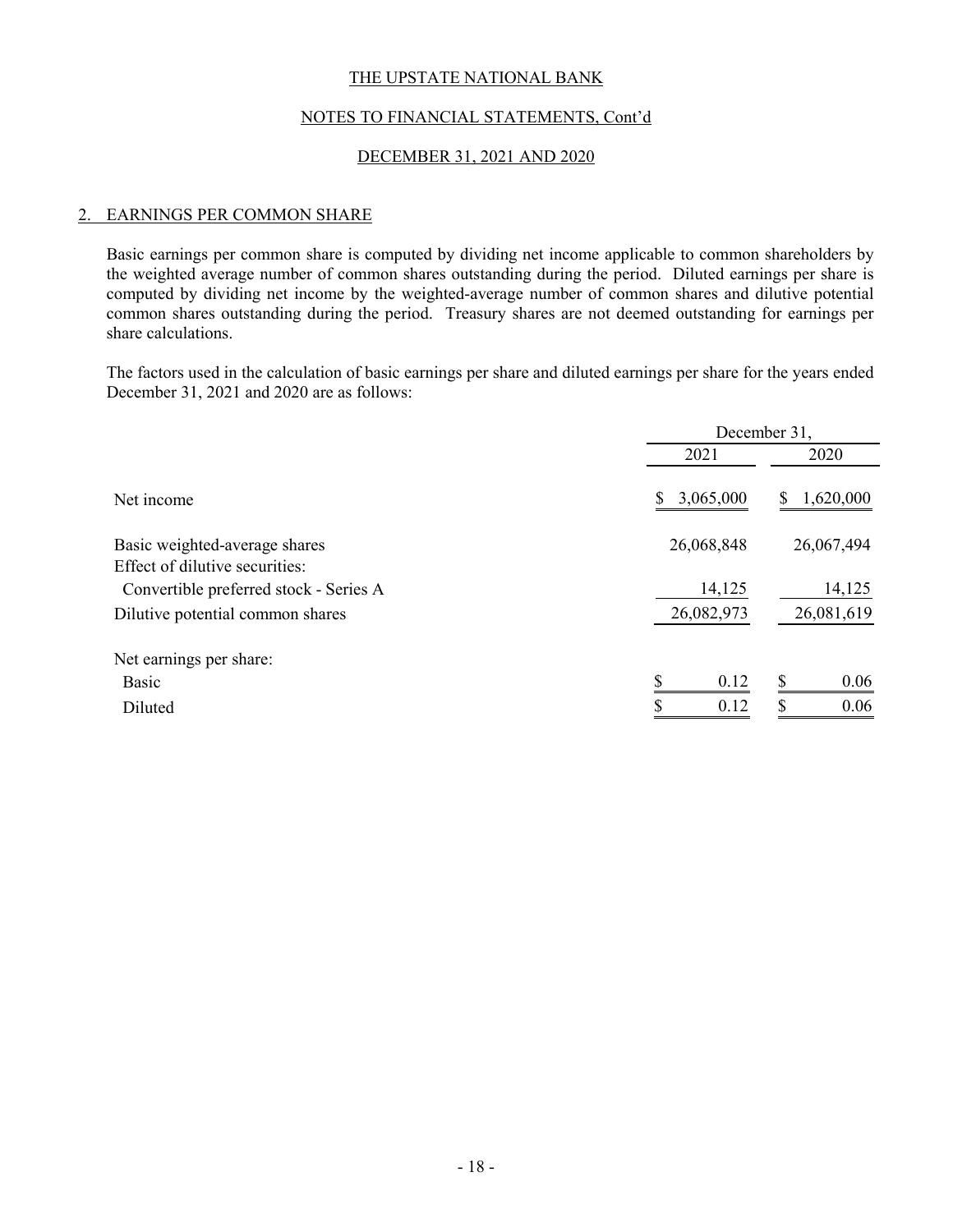THE UPSTATE NATIONAL BANK

NOTES TO FINANCIAL STATEMENTS, Cont'd

DECEMBER 31, 2021 AND 2020

## 2. EARNINGS PER COMMON SHARE

Basic earnings per common share is computed by dividing net income applicable to common shareholders by the weighted average number of common shares outstanding during the period. Diluted earnings per share is computed by dividing net income by the weighted-average number of common shares and dilutive potential common shares outstanding during the period. Treasury shares are not deemed outstanding for earnings per share calculations.

The factors used in the calculation of basic earnings per share and diluted earnings per share for the years ended December 31, 2021 and 2020 are as follows:

| | December 31, | |
|---|---|---|
| | 2021 | 2020 |
| Net income | $ 3,065,000 | $ 1,620,000 |
| Basic weighted-average shares | 26,068,848 | 26,067,494 |
| Effect of dilutive securities: | | |
| Convertible preferred stock - Series A | 14,125 | 14,125 |
| Dilutive potential common shares | 26,082,973 | 26,081,619 |
| Net earnings per share: | | |
| Basic | $ 0.12 | $ 0.06 |
| Diluted | $ 0.12 | $ 0.06 |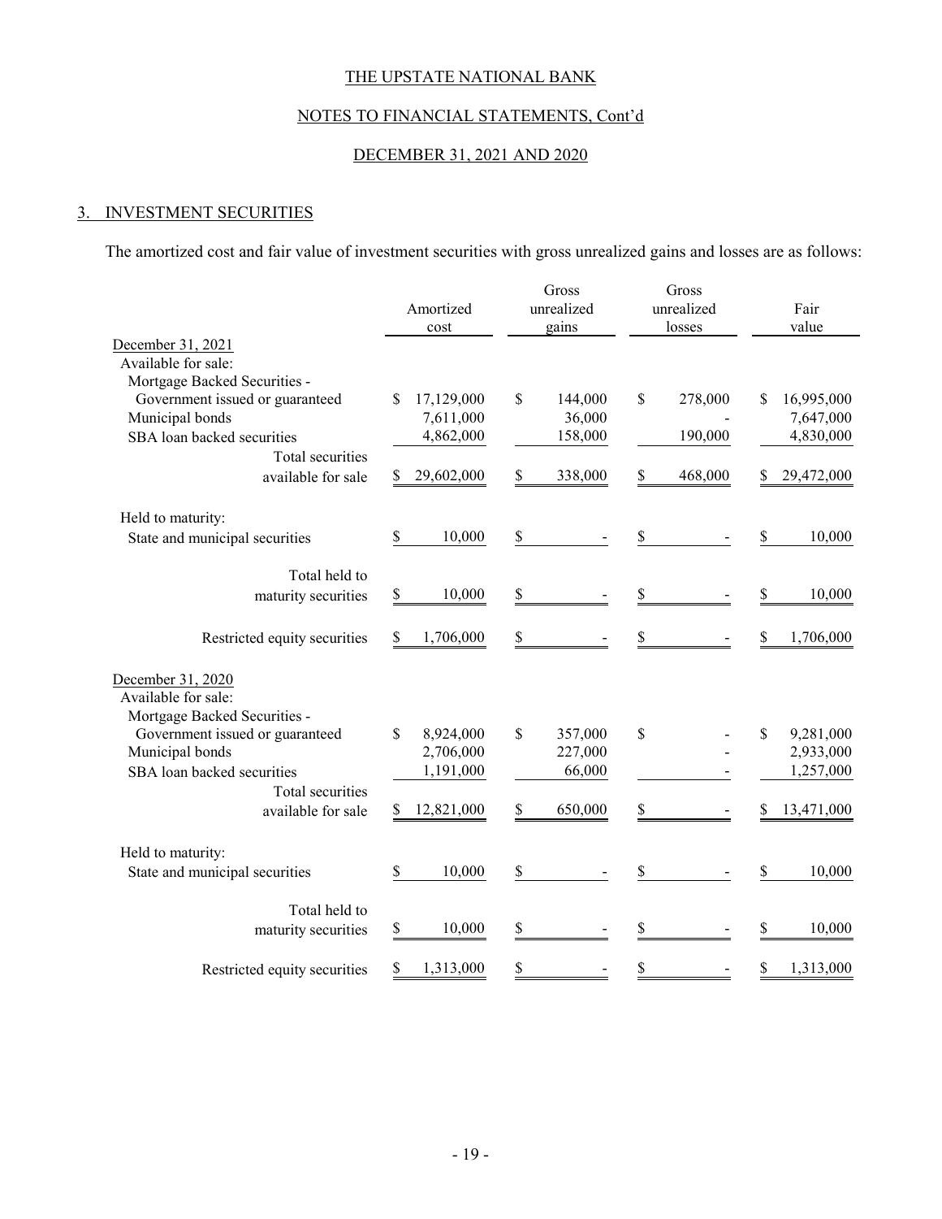THE UPSTATE NATIONAL BANK

NOTES TO FINANCIAL STATEMENTS, Cont'd

DECEMBER 31, 2021 AND 2020

## 3. INVESTMENT SECURITIES

The amortized cost and fair value of investment securities with gross unrealized gains and losses are as follows:

| | Amortized cost | Gross unrealized gains | Gross unrealized losses | Fair value |
|---|---|---|---|---|
| December 31, 2021 | | | | |
| Available for sale: | | | | |
| Mortgage Backed Securities - | | | | |
| Government issued or guaranteed | $ 17,129,000 | $ 144,000 | $ 278,000 | $ 16,995,000 |
| Municipal bonds | 7,611,000 | 36,000 | - | 7,647,000 |
| SBA loan backed securities | 4,862,000 | 158,000 | 190,000 | 4,830,000 |
| Total securities available for sale | $ 29,602,000 | $ 338,000 | $ 468,000 | $ 29,472,000 |
| Held to maturity: | | | | |
| State and municipal securities | $ 10,000 | $ - | $ - | $ 10,000 |
| Total held to maturity securities | $ 10,000 | $ - | $ - | $ 10,000 |
| Restricted equity securities | $ 1,706,000 | $ - | $ - | $ 1,706,000 |
| December 31, 2020 | | | | |
| Available for sale: | | | | |
| Mortgage Backed Securities - | | | | |
| Government issued or guaranteed | $ 8,924,000 | $ 357,000 | $ - | $ 9,281,000 |
| Municipal bonds | 2,706,000 | 227,000 | - | 2,933,000 |
| SBA loan backed securities | 1,191,000 | 66,000 | - | 1,257,000 |
| Total securities available for sale | $ 12,821,000 | $ 650,000 | $ - | $ 13,471,000 |
| Held to maturity: | | | | |
| State and municipal securities | $ 10,000 | $ - | $ - | $ 10,000 |
| Total held to maturity securities | $ 10,000 | $ - | $ - | $ 10,000 |
| Restricted equity securities | $ 1,313,000 | $ - | $ - | $ 1,313,000 |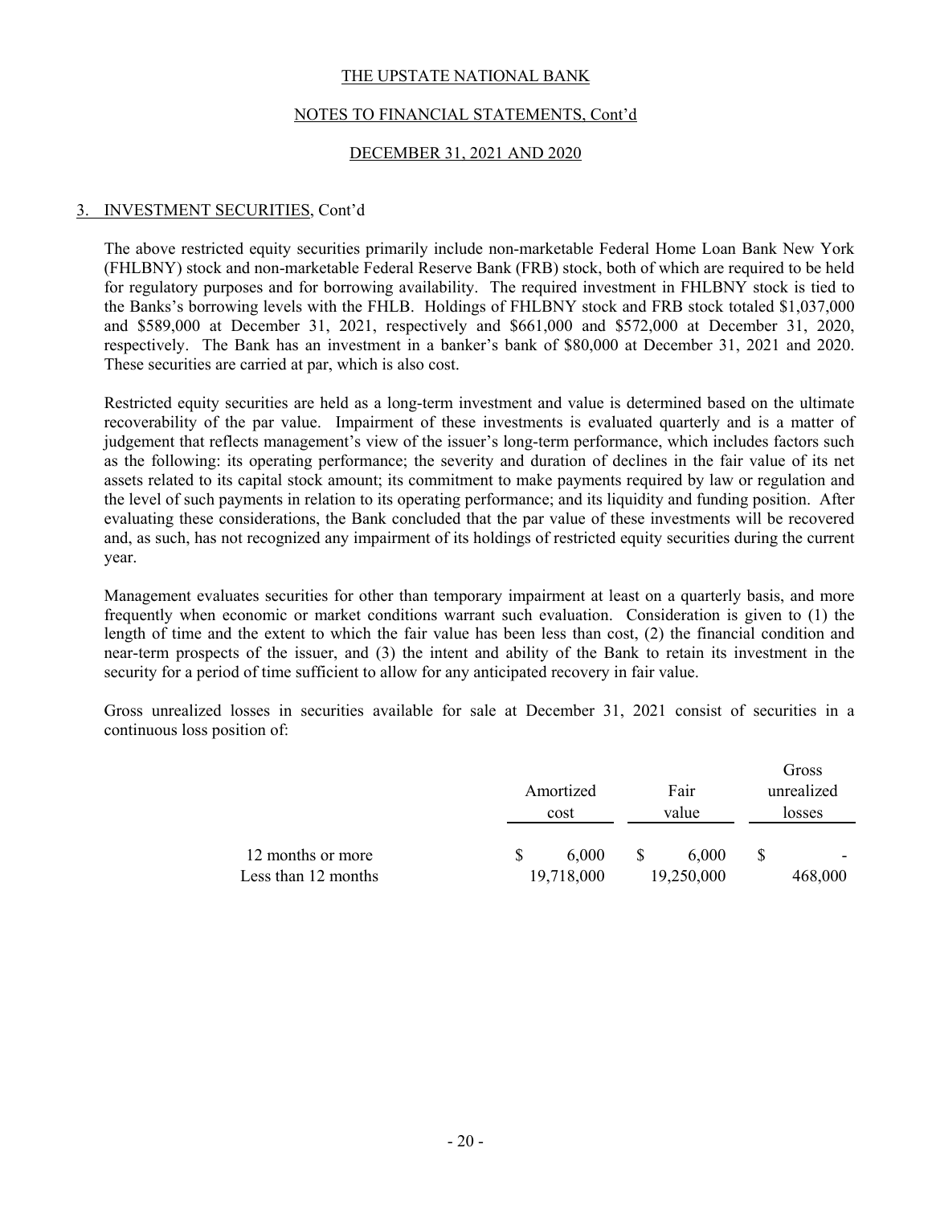## 3. INVESTMENT SECURITIES, Cont'd

The above restricted equity securities primarily include non-marketable Federal Home Loan Bank New York (FHLBNY) stock and non-marketable Federal Reserve Bank (FRB) stock, both of which are required to be held for regulatory purposes and for borrowing availability. The required investment in FHLBNY stock is tied to the Banks's borrowing levels with the FHLB. Holdings of FHLBNY stock and FRB stock totaled $1,037,000 and $589,000 at December 31, 2021, respectively and $661,000 and $572,000 at December 31, 2020, respectively. The Bank has an investment in a banker's bank of $80,000 at December 31, 2021 and 2020. These securities are carried at par, which is also cost.

Restricted equity securities are held as a long-term investment and value is determined based on the ultimate recoverability of the par value. Impairment of these investments is evaluated quarterly and is a matter of judgement that reflects management's view of the issuer's long-term performance, which includes factors such as the following: its operating performance; the severity and duration of declines in the fair value of its net assets related to its capital stock amount; its commitment to make payments required by law or regulation and the level of such payments in relation to its operating performance; and its liquidity and funding position. After evaluating these considerations, the Bank concluded that the par value of these investments will be recovered and, as such, has not recognized any impairment of its holdings of restricted equity securities during the current year.

Management evaluates securities for other than temporary impairment at least on a quarterly basis, and more frequently when economic or market conditions warrant such evaluation. Consideration is given to (1) the length of time and the extent to which the fair value has been less than cost, (2) the financial condition and near-term prospects of the issuer, and (3) the intent and ability of the Bank to retain its investment in the security for a period of time sufficient to allow for any anticipated recovery in fair value.

Gross unrealized losses in securities available for sale at December 31, 2021 consist of securities in a continuous loss position of:

| | Amortized cost | Fair value | Gross unrealized losses |
|---|---|---|---|
| 12 months or more | $ 6,000 | $ 6,000 | $ - |
| Less than 12 months | 19,718,000 | 19,250,000 | 468,000 |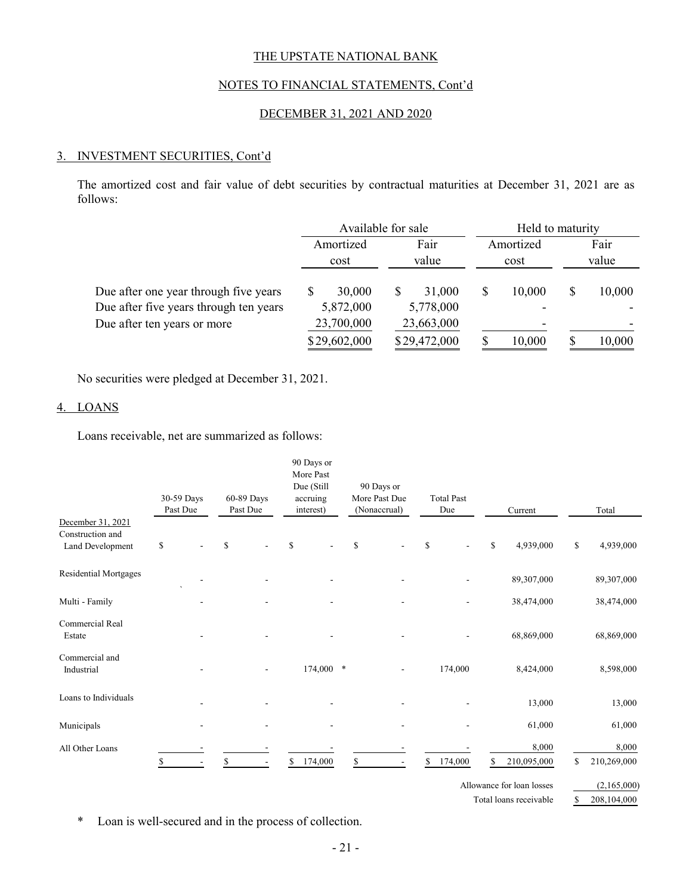THE UPSTATE NATIONAL BANK

NOTES TO FINANCIAL STATEMENTS, Cont'd

DECEMBER 31, 2021 AND 2020

## 3. INVESTMENT SECURITIES, Cont'd

The amortized cost and fair value of debt securities by contractual maturities at December 31, 2021 are as follows:

| | Available for sale | | Held to maturity | |
|---|---|---|---|---|
| | Amortized cost | Fair value | Amortized cost | Fair value |
| Due after one year through five years | $ 30,000 | $ 31,000 | $ 10,000 | $ 10,000 |
| Due after five years through ten years | 5,872,000 | 5,778,000 | - | - |
| Due after ten years or more | 23,700,000 | 23,663,000 | - | - |
| | $29,602,000 | $29,472,000 | $ 10,000 | $ 10,000 |

No securities were pledged at December 31, 2021.

## 4. LOANS

Loans receivable, net are summarized as follows:

| | 30-59 Days Past Due | 60-89 Days Past Due | 90 Days or More Past Due (Still accruing interest) | 90 Days or More Past Due (Nonaccrual) | Total Past Due | Current | Total |
|---|---|---|---|---|---|---|---|
| December 31, 2021 | | | | | | | |
| Construction and Land Development | $ - | $ - | $ - | $ - | $ - | $ 4,939,000 | $ 4,939,000 |
| Residential Mortgages | - | - | - | - | - | 89,307,000 | 89,307,000 |
| Multi - Family | - | - | - | - | - | 38,474,000 | 38,474,000 |
| Commercial Real Estate | - | - | - | - | - | 68,869,000 | 68,869,000 |
| Commercial and Industrial | - | - | 174,000 * | - | 174,000 | 8,424,000 | 8,598,000 |
| Loans to Individuals | - | - | - | - | - | 13,000 | 13,000 |
| Municipals | - | - | - | - | - | 61,000 | 61,000 |
| All Other Loans | - | - | - | - | - | 8,000 | 8,000 |
| | $ - | $ - | $ 174,000 | $ - | $ 174,000 | $ 210,095,000 | $ 210,269,000 |
| | | | | | | Allowance for loan losses | (2,165,000) |
| | | | | | | Total loans receivable | $ 208,104,000 |

\* Loan is well-secured and in the process of collection.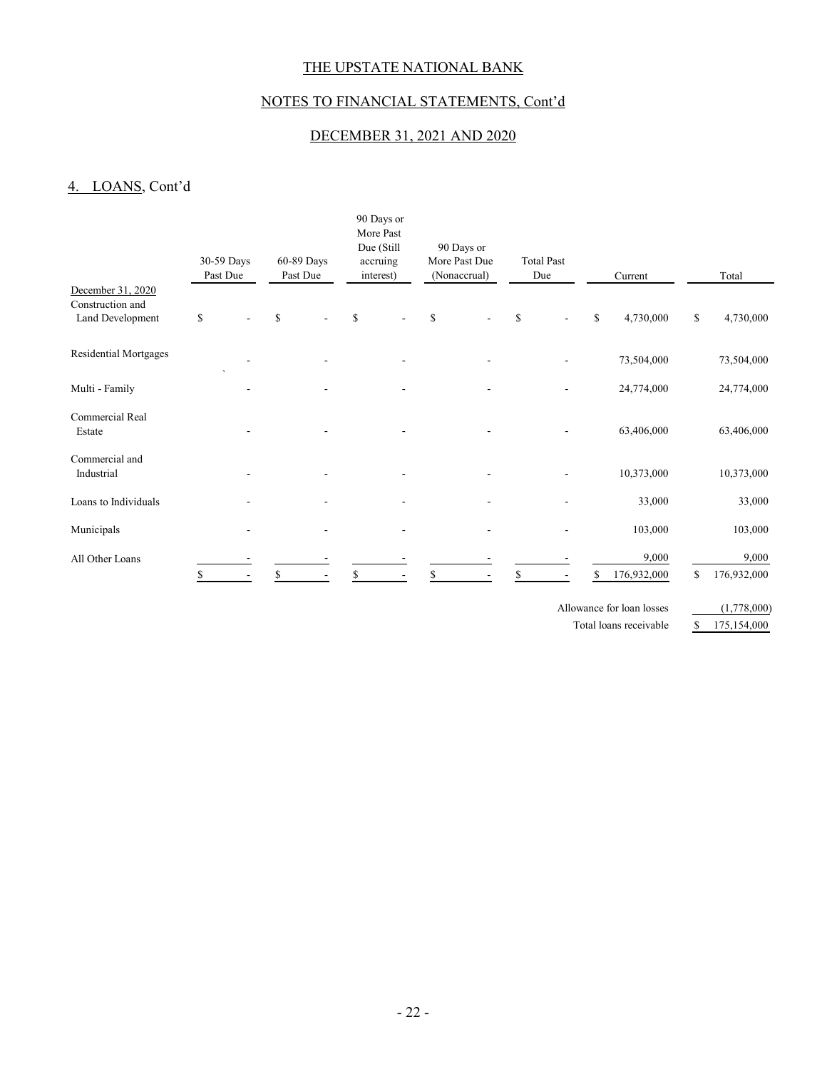THE UPSTATE NATIONAL BANK

NOTES TO FINANCIAL STATEMENTS, Cont'd

DECEMBER 31, 2021 AND 2020

## 4. LOANS, Cont'd

| | 30-59 Days Past Due | 60-89 Days Past Due | 90 Days or More Past Due (Still accruing interest) | 90 Days or More Past Due (Nonaccrual) | Total Past Due | Current | Total |
|---|---|---|---|---|---|---|---|
| December 31, 2020 | | | | | | | |
| Construction and Land Development | $ - | $ - | $ - | $ - | $ - | $ 4,730,000 | $ 4,730,000 |
| Residential Mortgages | - | - | - | - | - | 73,504,000 | 73,504,000 |
| Multi - Family | - | - | - | - | - | 24,774,000 | 24,774,000 |
| Commercial Real Estate | - | - | - | - | - | 63,406,000 | 63,406,000 |
| Commercial and Industrial | - | - | - | - | - | 10,373,000 | 10,373,000 |
| Loans to Individuals | - | - | - | - | - | 33,000 | 33,000 |
| Municipals | - | - | - | - | - | 103,000 | 103,000 |
| All Other Loans | - | - | - | - | - | 9,000 | 9,000 |
| | $ - | $ - | $ - | $ - | $ - | $ 176,932,000 | $ 176,932,000 |
| | | | | | | Allowance for loan losses | (1,778,000) |
| | | | | | | Total loans receivable | $ 175,154,000 |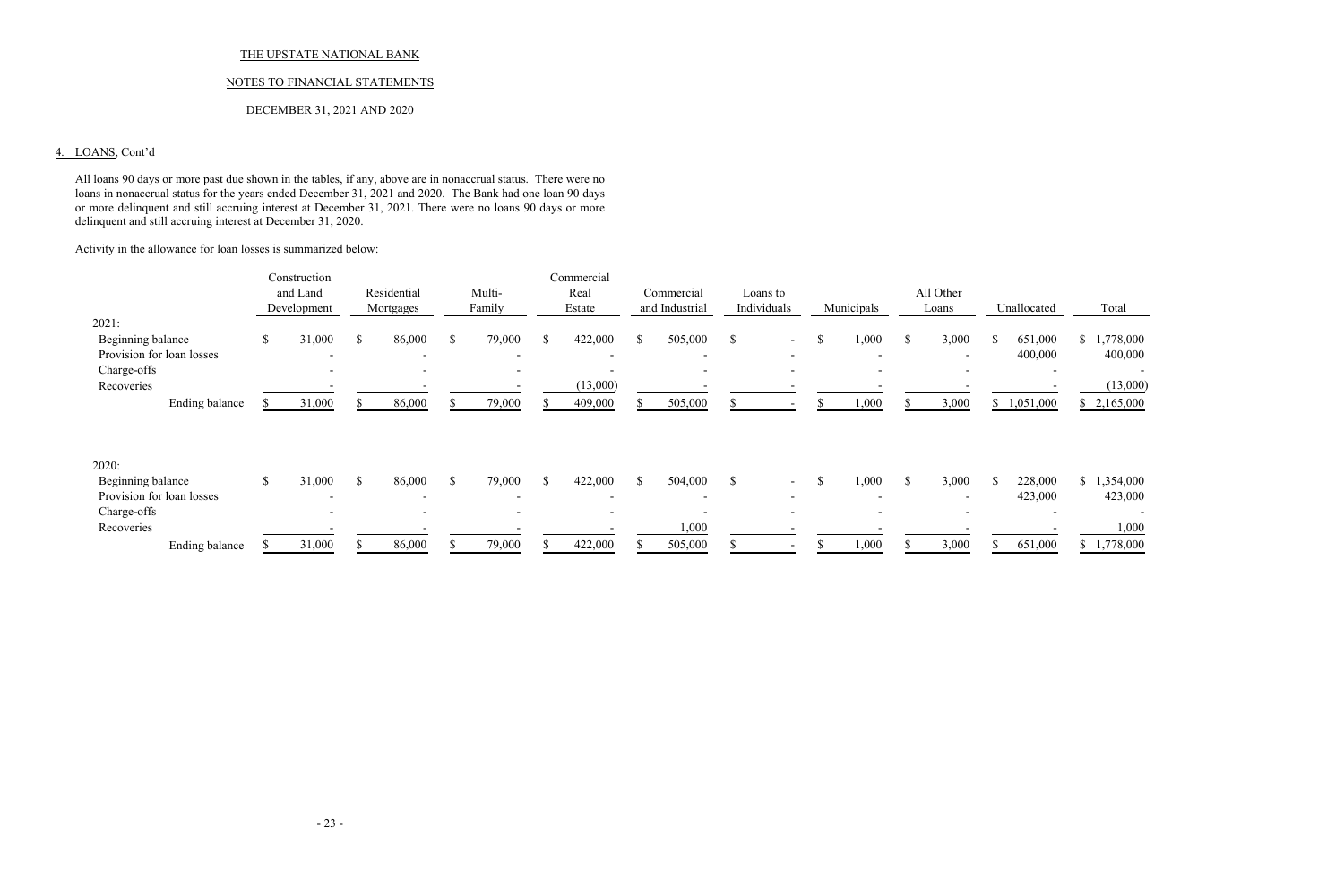THE UPSTATE NATIONAL BANK

NOTES TO FINANCIAL STATEMENTS

DECEMBER 31, 2021 AND 2020

## 4. LOANS, Cont'd

All loans 90 days or more past due shown in the tables, if any, above are in nonaccrual status. There were no loans in nonaccrual status for the years ended December 31, 2021 and 2020. The Bank had one loan 90 days or more delinquent and still accruing interest at December 31, 2021. There were no loans 90 days or more delinquent and still accruing interest at December 31, 2020.

Activity in the allowance for loan losses is summarized below:

| | Construction and Land Development | Residential Mortgages | Multi-Family | Commercial Real Estate | Commercial and Industrial | Loans to Individuals | Municipals | All Other Loans | Unallocated | Total |
|---|---|---|---|---|---|---|---|---|---|---|
| 2021: | | | | | | | | | | |
| Beginning balance | $ 31,000 | $ 86,000 | $ 79,000 | $ 422,000 | $ 505,000 | $ - | $ 1,000 | $ 3,000 | $ 651,000 | $ 1,778,000 |
| Provision for loan losses | - | - | - | - | - | - | - | - | 400,000 | 400,000 |
| Charge-offs | - | - | - | - | - | - | - | - | - | - |
| Recoveries | - | - | - | (13,000) | - | - | - | - | - | (13,000) |
| Ending balance | $ 31,000 | $ 86,000 | $ 79,000 | $ 409,000 | $ 505,000 | $ - | $ 1,000 | $ 3,000 | $ 1,051,000 | $ 2,165,000 |
| | | | | | | | | | | |
| 2020: | | | | | | | | | | |
| Beginning balance | $ 31,000 | $ 86,000 | $ 79,000 | $ 422,000 | $ 504,000 | $ - | $ 1,000 | $ 3,000 | $ 228,000 | $ 1,354,000 |
| Provision for loan losses | - | - | - | - | - | - | - | - | 423,000 | 423,000 |
| Charge-offs | - | - | - | - | - | - | - | - | - | - |
| Recoveries | - | - | - | - | 1,000 | - | - | - | - | 1,000 |
| Ending balance | $ 31,000 | $ 86,000 | $ 79,000 | $ 422,000 | $ 505,000 | $ - | $ 1,000 | $ 3,000 | $ 651,000 | $ 1,778,000 |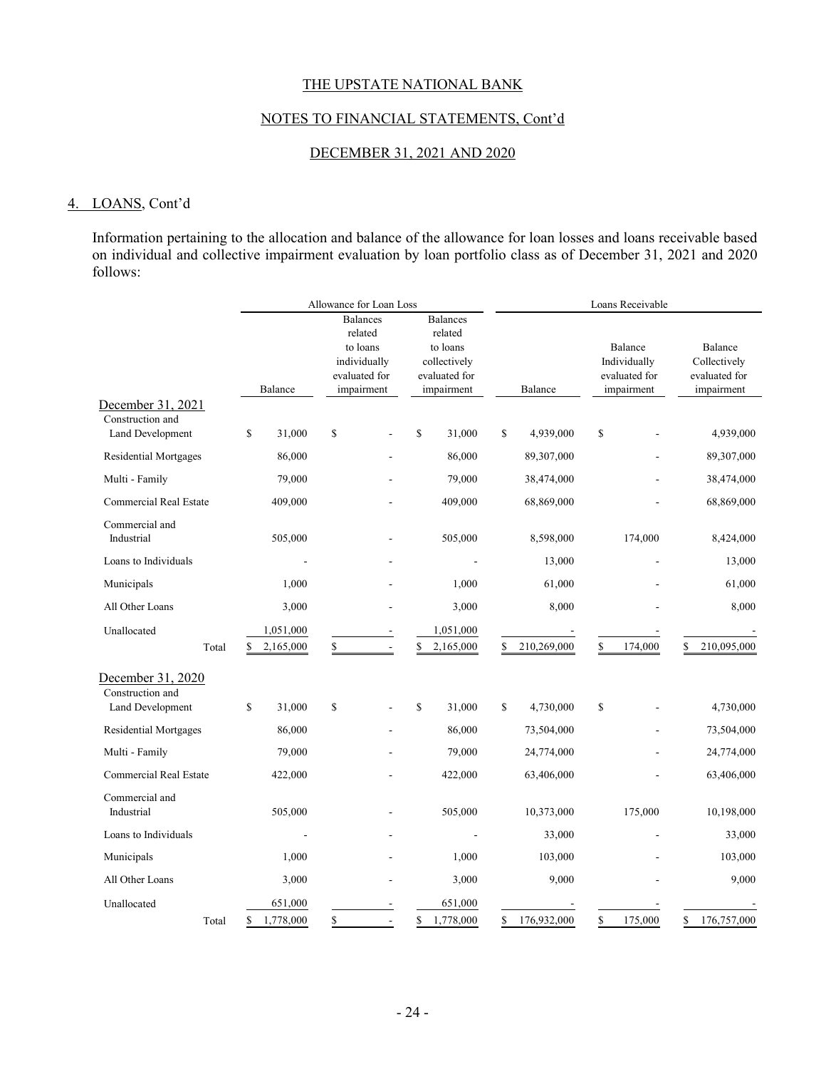# THE UPSTATE NATIONAL BANK

## NOTES TO FINANCIAL STATEMENTS, Cont'd

## DECEMBER 31, 2021 AND 2020

### 4. LOANS, Cont'd

Information pertaining to the allocation and balance of the allowance for loan losses and loans receivable based on individual and collective impairment evaluation by loan portfolio class as of December 31, 2021 and 2020 follows:

| | Allowance for Loan Loss | | | Loans Receivable | | |
|---|---|---|---|---|---|---|
| | Balance | Balances related to loans individually evaluated for impairment | Balances related to loans collectively evaluated for impairment | Balance | Balance Individually evaluated for impairment | Balance Collectively evaluated for impairment |
| **December 31, 2021** | | | | | | |
| Construction and Land Development | $ 31,000 | $ - | $ 31,000 | $ 4,939,000 | $ - | 4,939,000 |
| Residential Mortgages | 86,000 | - | 86,000 | 89,307,000 | - | 89,307,000 |
| Multi - Family | 79,000 | - | 79,000 | 38,474,000 | - | 38,474,000 |
| Commercial Real Estate | 409,000 | - | 409,000 | 68,869,000 | - | 68,869,000 |
| Commercial and Industrial | 505,000 | - | 505,000 | 8,598,000 | 174,000 | 8,424,000 |
| Loans to Individuals | - | - | - | 13,000 | - | 13,000 |
| Municipals | 1,000 | - | 1,000 | 61,000 | - | 61,000 |
| All Other Loans | 3,000 | - | 3,000 | 8,000 | - | 8,000 |
| Unallocated | 1,051,000 | - | 1,051,000 | - | - | - |
| Total | $ 2,165,000 | $ - | $ 2,165,000 | $ 210,269,000 | $ 174,000 | $ 210,095,000 |
| **December 31, 2020** | | | | | | |
| Construction and Land Development | $ 31,000 | $ - | $ 31,000 | $ 4,730,000 | $ - | 4,730,000 |
| Residential Mortgages | 86,000 | - | 86,000 | 73,504,000 | - | 73,504,000 |
| Multi - Family | 79,000 | - | 79,000 | 24,774,000 | - | 24,774,000 |
| Commercial Real Estate | 422,000 | - | 422,000 | 63,406,000 | - | 63,406,000 |
| Commercial and Industrial | 505,000 | - | 505,000 | 10,373,000 | 175,000 | 10,198,000 |
| Loans to Individuals | - | - | - | 33,000 | - | 33,000 |
| Municipals | 1,000 | - | 1,000 | 103,000 | - | 103,000 |
| All Other Loans | 3,000 | - | 3,000 | 9,000 | - | 9,000 |
| Unallocated | 651,000 | - | 651,000 | - | - | - |
| Total | $ 1,778,000 | $ - | $ 1,778,000 | $ 176,932,000 | $ 175,000 | $ 176,757,000 |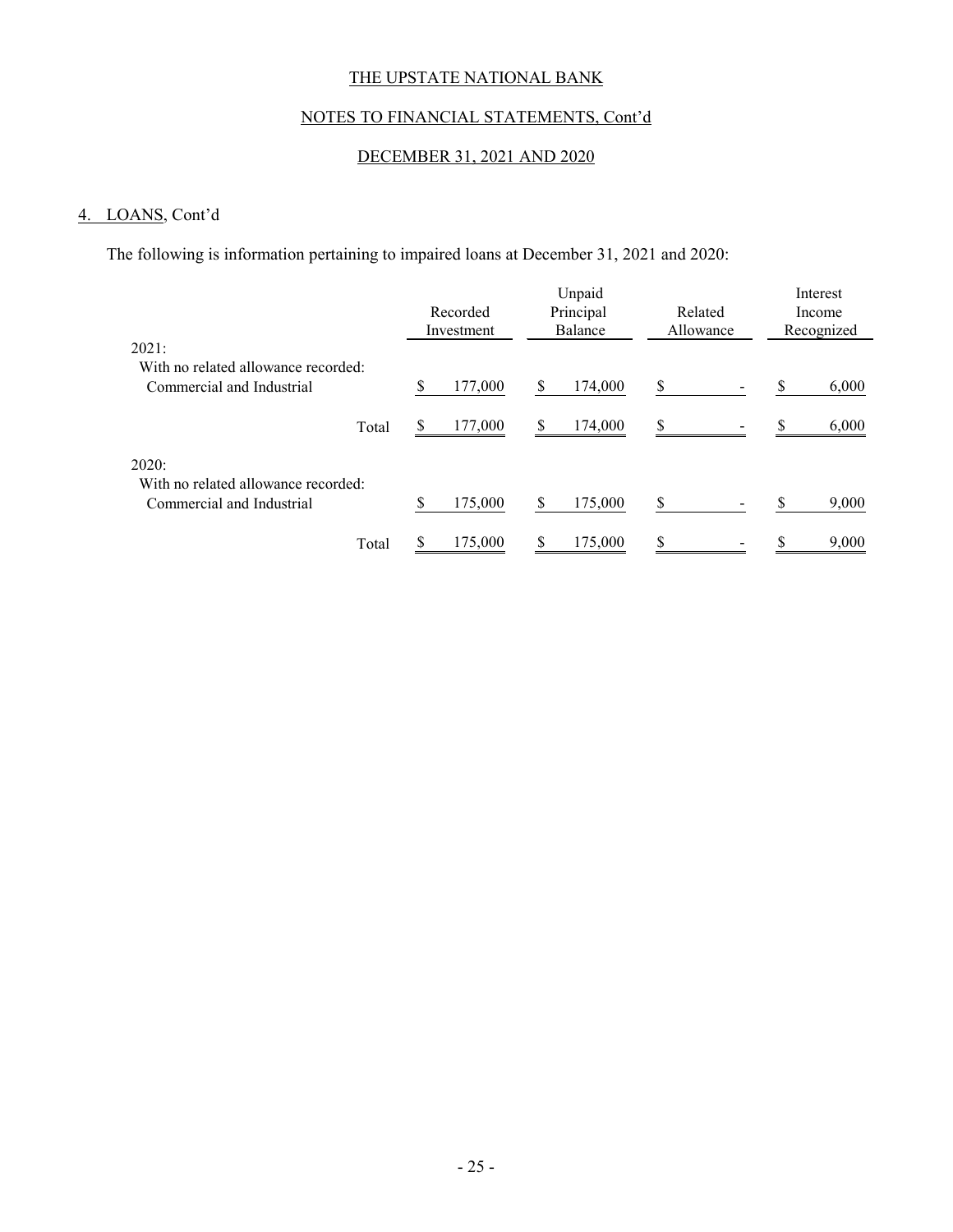THE UPSTATE NATIONAL BANK

NOTES TO FINANCIAL STATEMENTS, Cont'd

DECEMBER 31, 2021 AND 2020

## 4. LOANS, Cont'd

The following is information pertaining to impaired loans at December 31, 2021 and 2020:

| | Recorded Investment | Unpaid Principal Balance | Related Allowance | Interest Income Recognized |
|---|---|---|---|---|
| 2021: | | | | |
| With no related allowance recorded: | | | | |
| Commercial and Industrial | $ 177,000 | $ 174,000 | $ - | $ 6,000 |
| Total | $ 177,000 | $ 174,000 | $ - | $ 6,000 |
| 2020: | | | | |
| With no related allowance recorded: | | | | |
| Commercial and Industrial | $ 175,000 | $ 175,000 | $ - | $ 9,000 |
| Total | $ 175,000 | $ 175,000 | $ - | $ 9,000 |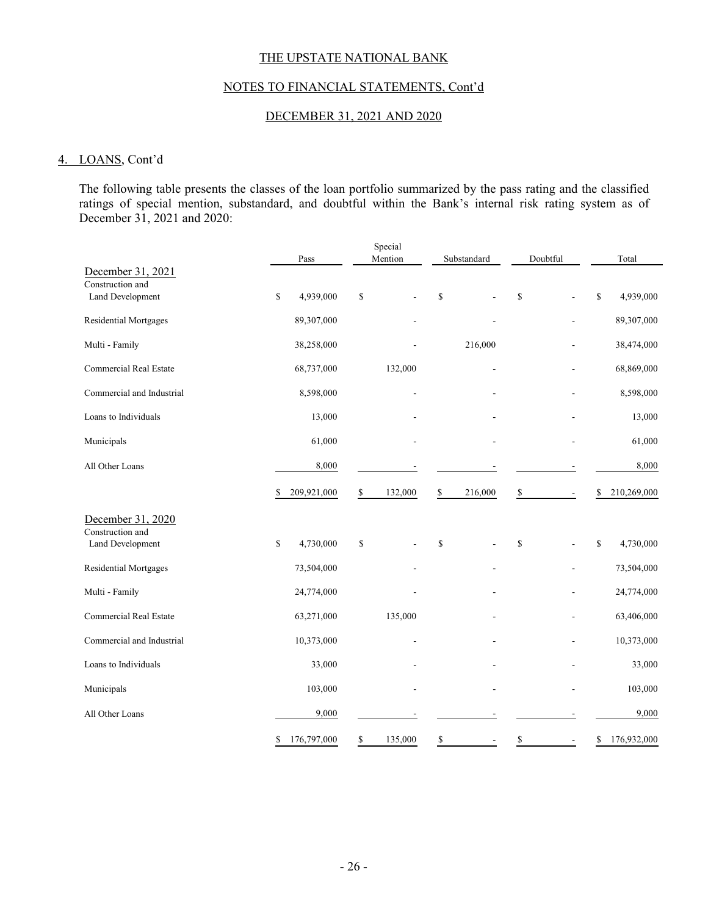THE UPSTATE NATIONAL BANK

NOTES TO FINANCIAL STATEMENTS, Cont'd

DECEMBER 31, 2021 AND 2020

## 4. LOANS, Cont'd

The following table presents the classes of the loan portfolio summarized by the pass rating and the classified ratings of special mention, substandard, and doubtful within the Bank's internal risk rating system as of December 31, 2021 and 2020:

| | Pass | Special Mention | Substandard | Doubtful | Total |
|---|---|---|---|---|---|
| **December 31, 2021** | | | | | |
| Construction and Land Development | $ 4,939,000 | $ - | $ - | $ - | $ 4,939,000 |
| Residential Mortgages | 89,307,000 | - | - | - | 89,307,000 |
| Multi - Family | 38,258,000 | - | 216,000 | - | 38,474,000 |
| Commercial Real Estate | 68,737,000 | 132,000 | - | - | 68,869,000 |
| Commercial and Industrial | 8,598,000 | - | - | - | 8,598,000 |
| Loans to Individuals | 13,000 | - | - | - | 13,000 |
| Municipals | 61,000 | - | - | - | 61,000 |
| All Other Loans | 8,000 | - | - | - | 8,000 |
| | $ 209,921,000 | $ 132,000 | $ 216,000 | $ - | $ 210,269,000 |
| **December 31, 2020** | | | | | |
| Construction and Land Development | $ 4,730,000 | $ - | $ - | $ - | $ 4,730,000 |
| Residential Mortgages | 73,504,000 | - | - | - | 73,504,000 |
| Multi - Family | 24,774,000 | - | - | - | 24,774,000 |
| Commercial Real Estate | 63,271,000 | 135,000 | - | - | 63,406,000 |
| Commercial and Industrial | 10,373,000 | - | - | - | 10,373,000 |
| Loans to Individuals | 33,000 | - | - | - | 33,000 |
| Municipals | 103,000 | - | - | - | 103,000 |
| All Other Loans | 9,000 | - | - | - | 9,000 |
| | $ 176,797,000 | $ 135,000 | $ - | $ - | $ 176,932,000 |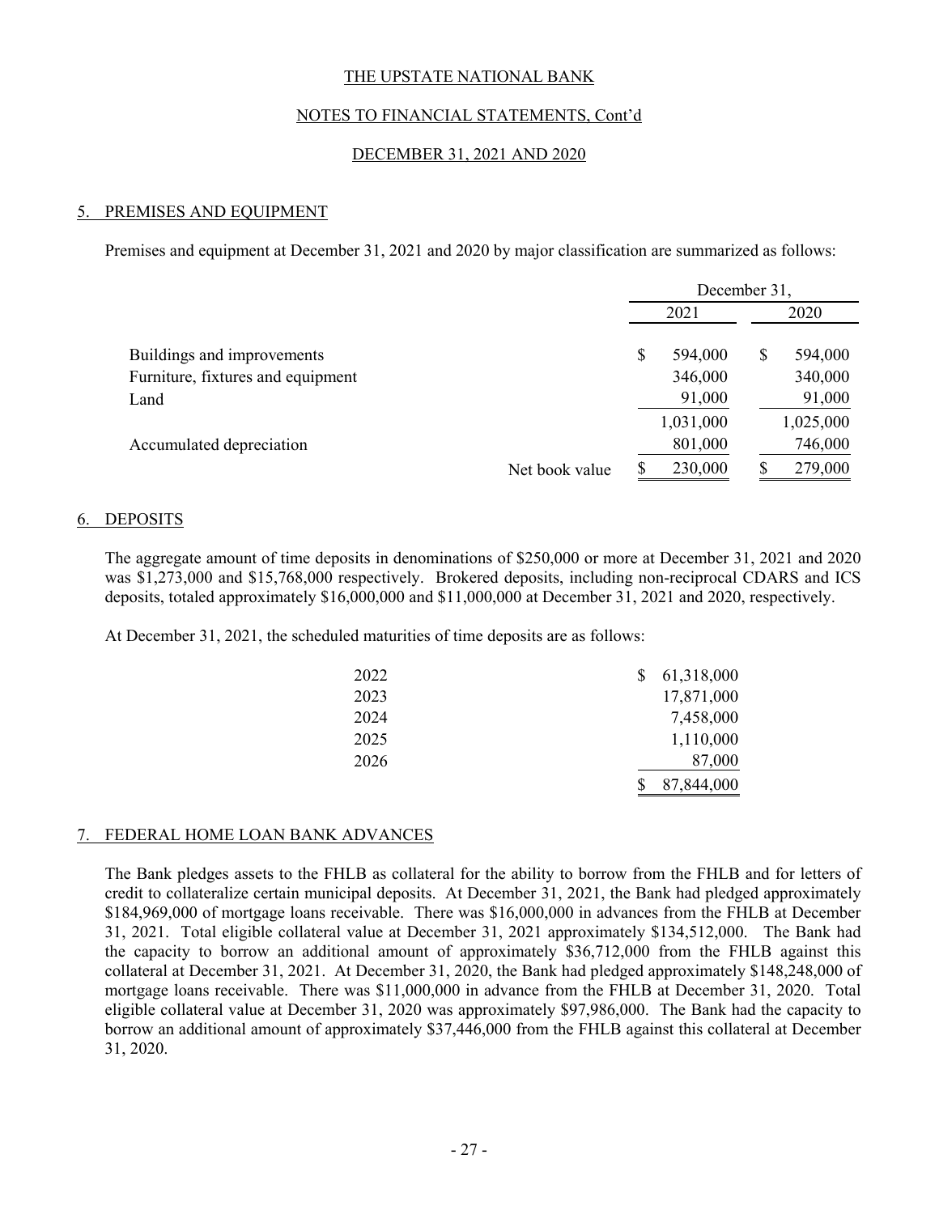THE UPSTATE NATIONAL BANK

NOTES TO FINANCIAL STATEMENTS, Cont'd

DECEMBER 31, 2021 AND 2020

## 5. PREMISES AND EQUIPMENT

Premises and equipment at December 31, 2021 and 2020 by major classification are summarized as follows:

| | December 31, 2021 | December 31, 2020 |
|---|---|---|
| Buildings and improvements | $ 594,000 | $ 594,000 |
| Furniture, fixtures and equipment | 346,000 | 340,000 |
| Land | 91,000 | 91,000 |
| | 1,031,000 | 1,025,000 |
| Accumulated depreciation | 801,000 | 746,000 |
| Net book value | $ 230,000 | $ 279,000 |

## 6. DEPOSITS

The aggregate amount of time deposits in denominations of $250,000 or more at December 31, 2021 and 2020 was $1,273,000 and $15,768,000 respectively. Brokered deposits, including non-reciprocal CDARS and ICS deposits, totaled approximately $16,000,000 and $11,000,000 at December 31, 2021 and 2020, respectively.

At December 31, 2021, the scheduled maturities of time deposits are as follows:

| | |
|---|---|
| 2022 | $ 61,318,000 |
| 2023 | 17,871,000 |
| 2024 | 7,458,000 |
| 2025 | 1,110,000 |
| 2026 | 87,000 |
| | $ 87,844,000 |

## 7. FEDERAL HOME LOAN BANK ADVANCES

The Bank pledges assets to the FHLB as collateral for the ability to borrow from the FHLB and for letters of credit to collateralize certain municipal deposits. At December 31, 2021, the Bank had pledged approximately $184,969,000 of mortgage loans receivable. There was $16,000,000 in advances from the FHLB at December 31, 2021. Total eligible collateral value at December 31, 2021 approximately $134,512,000. The Bank had the capacity to borrow an additional amount of approximately $36,712,000 from the FHLB against this collateral at December 31, 2021. At December 31, 2020, the Bank had pledged approximately $148,248,000 of mortgage loans receivable. There was $11,000,000 in advance from the FHLB at December 31, 2020. Total eligible collateral value at December 31, 2020 was approximately $97,986,000. The Bank had the capacity to borrow an additional amount of approximately $37,446,000 from the FHLB against this collateral at December 31, 2020.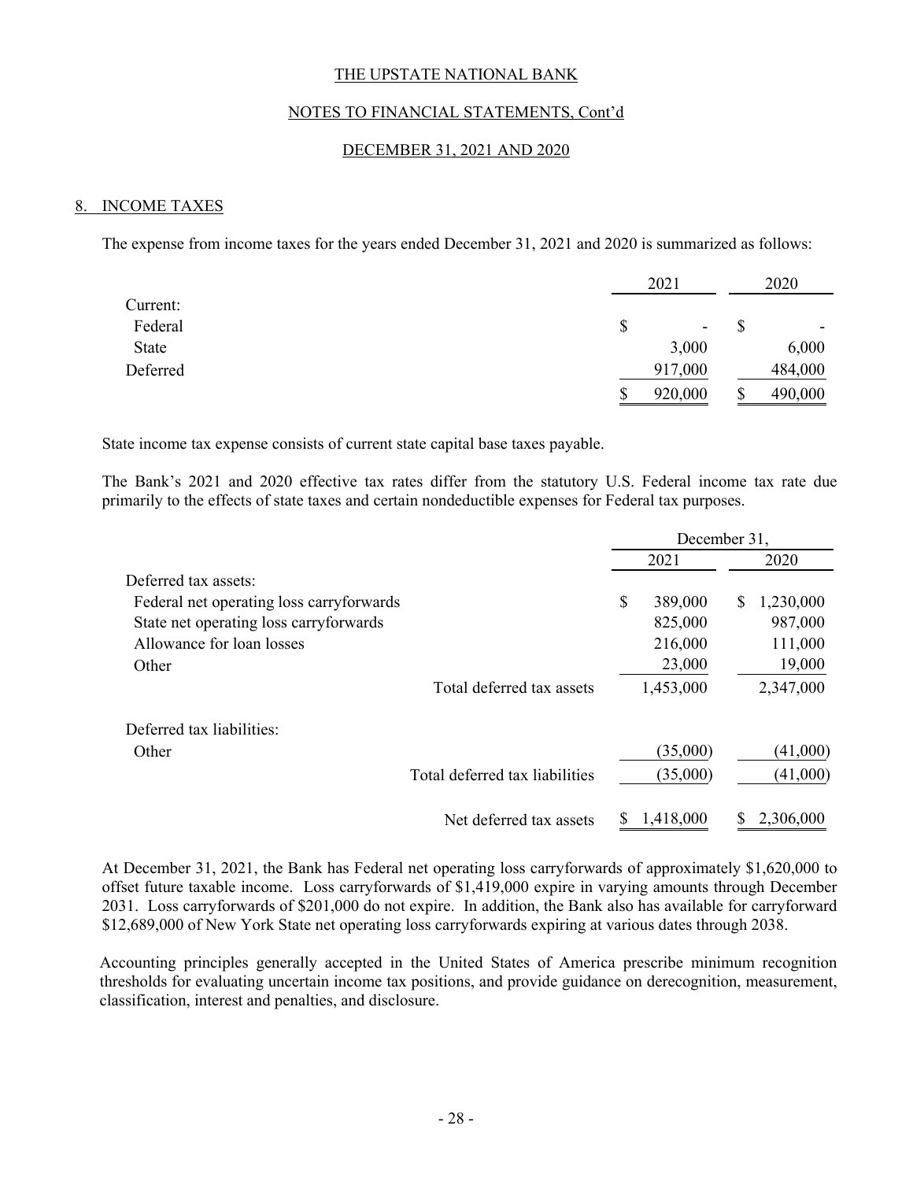## 8. INCOME TAXES

The expense from income taxes for the years ended December 31, 2021 and 2020 is summarized as follows:

| | 2021 | 2020 |
|---|---|---|
| Current: | | |
| Federal | $ - | $ - |
| State | 3,000 | 6,000 |
| Deferred | 917,000 | 484,000 |
| | $ 920,000 | $ 490,000 |

State income tax expense consists of current state capital base taxes payable.

The Bank's 2021 and 2020 effective tax rates differ from the statutory U.S. Federal income tax rate due primarily to the effects of state taxes and certain nondeductible expenses for Federal tax purposes.

| | December 31, | |
|---|---|---|
| | 2021 | 2020 |
| Deferred tax assets: | | |
| Federal net operating loss carryforwards | $ 389,000 | $ 1,230,000 |
| State net operating loss carryforwards | 825,000 | 987,000 |
| Allowance for loan losses | 216,000 | 111,000 |
| Other | 23,000 | 19,000 |
| Total deferred tax assets | 1,453,000 | 2,347,000 |
| Deferred tax liabilities: | | |
| Other | (35,000) | (41,000) |
| Total deferred tax liabilities | (35,000) | (41,000) |
| Net deferred tax assets | $ 1,418,000 | $ 2,306,000 |

At December 31, 2021, the Bank has Federal net operating loss carryforwards of approximately $1,620,000 to offset future taxable income. Loss carryforwards of $1,419,000 expire in varying amounts through December 2031. Loss carryforwards of $201,000 do not expire. In addition, the Bank also has available for carryforward $12,689,000 of New York State net operating loss carryforwards expiring at various dates through 2038.

Accounting principles generally accepted in the United States of America prescribe minimum recognition thresholds for evaluating uncertain income tax positions, and provide guidance on derecognition, measurement, classification, interest and penalties, and disclosure.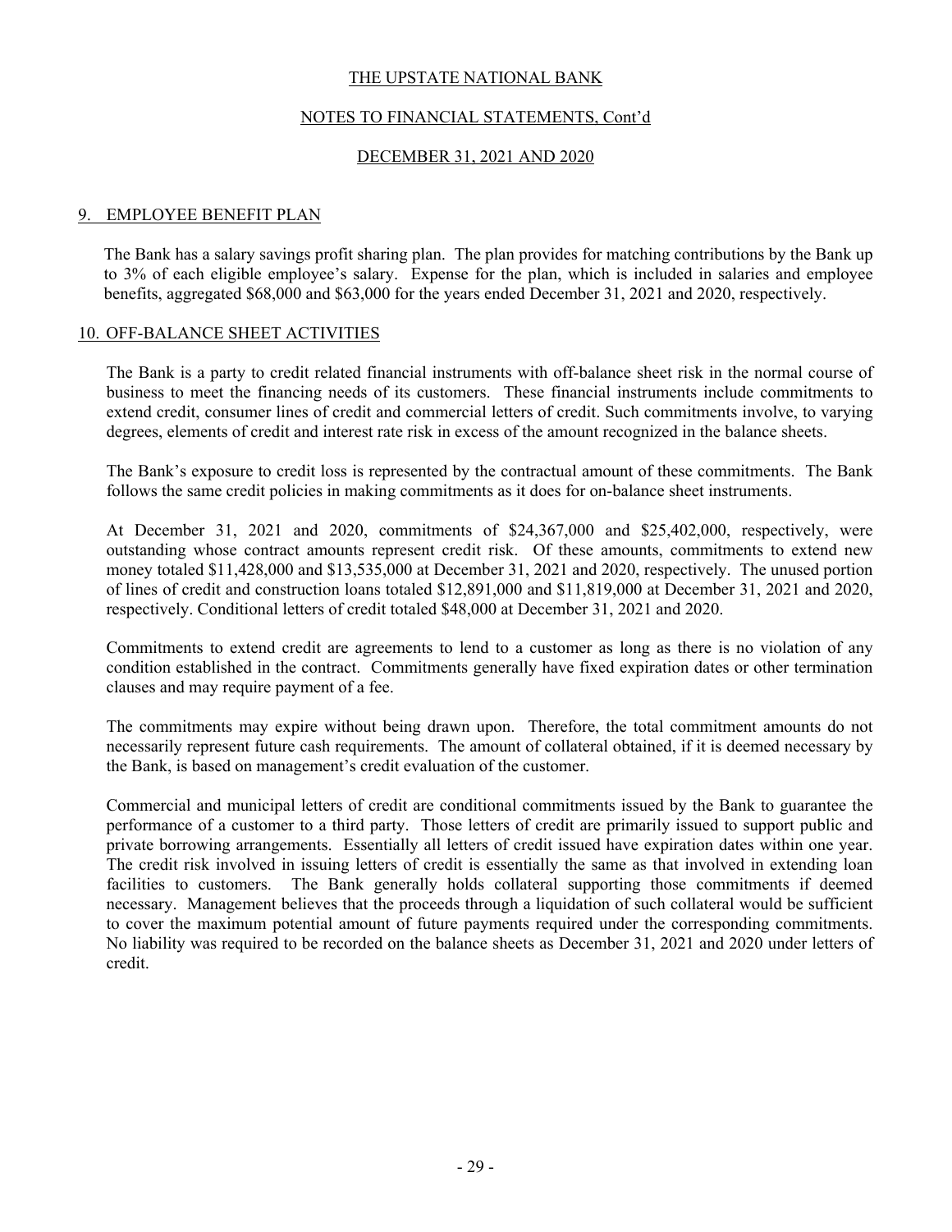THE UPSTATE NATIONAL BANK

NOTES TO FINANCIAL STATEMENTS, Cont'd

DECEMBER 31, 2021 AND 2020

## 9. EMPLOYEE BENEFIT PLAN

The Bank has a salary savings profit sharing plan. The plan provides for matching contributions by the Bank up to 3% of each eligible employee's salary. Expense for the plan, which is included in salaries and employee benefits, aggregated $68,000 and $63,000 for the years ended December 31, 2021 and 2020, respectively.

## 10. OFF-BALANCE SHEET ACTIVITIES

The Bank is a party to credit related financial instruments with off-balance sheet risk in the normal course of business to meet the financing needs of its customers. These financial instruments include commitments to extend credit, consumer lines of credit and commercial letters of credit. Such commitments involve, to varying degrees, elements of credit and interest rate risk in excess of the amount recognized in the balance sheets.

The Bank's exposure to credit loss is represented by the contractual amount of these commitments. The Bank follows the same credit policies in making commitments as it does for on-balance sheet instruments.

At December 31, 2021 and 2020, commitments of $24,367,000 and $25,402,000, respectively, were outstanding whose contract amounts represent credit risk. Of these amounts, commitments to extend new money totaled $11,428,000 and $13,535,000 at December 31, 2021 and 2020, respectively. The unused portion of lines of credit and construction loans totaled $12,891,000 and $11,819,000 at December 31, 2021 and 2020, respectively. Conditional letters of credit totaled $48,000 at December 31, 2021 and 2020.

Commitments to extend credit are agreements to lend to a customer as long as there is no violation of any condition established in the contract. Commitments generally have fixed expiration dates or other termination clauses and may require payment of a fee.

The commitments may expire without being drawn upon. Therefore, the total commitment amounts do not necessarily represent future cash requirements. The amount of collateral obtained, if it is deemed necessary by the Bank, is based on management's credit evaluation of the customer.

Commercial and municipal letters of credit are conditional commitments issued by the Bank to guarantee the performance of a customer to a third party. Those letters of credit are primarily issued to support public and private borrowing arrangements. Essentially all letters of credit issued have expiration dates within one year. The credit risk involved in issuing letters of credit is essentially the same as that involved in extending loan facilities to customers. The Bank generally holds collateral supporting those commitments if deemed necessary. Management believes that the proceeds through a liquidation of such collateral would be sufficient to cover the maximum potential amount of future payments required under the corresponding commitments. No liability was required to be recorded on the balance sheets as December 31, 2021 and 2020 under letters of credit.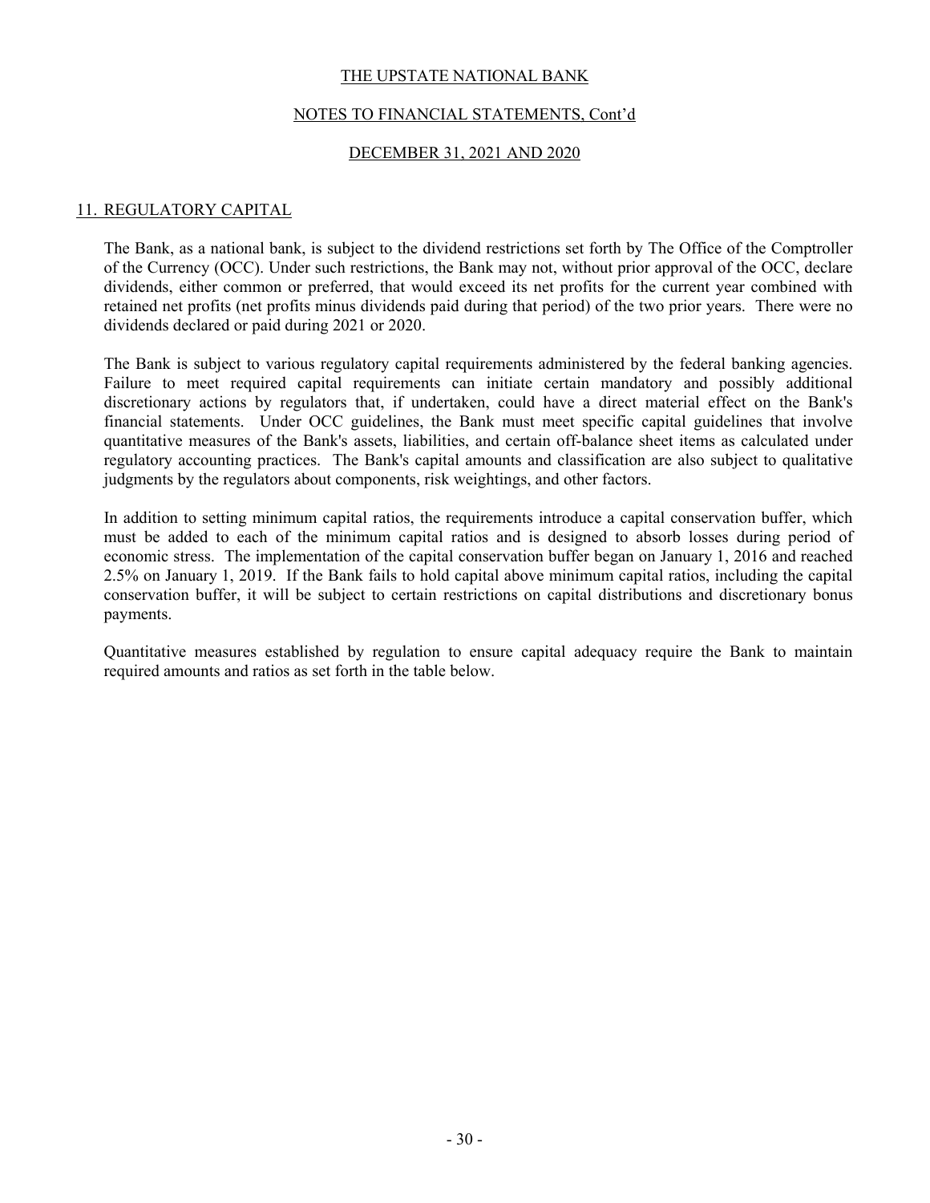## 11. REGULATORY CAPITAL

The Bank, as a national bank, is subject to the dividend restrictions set forth by The Office of the Comptroller of the Currency (OCC). Under such restrictions, the Bank may not, without prior approval of the OCC, declare dividends, either common or preferred, that would exceed its net profits for the current year combined with retained net profits (net profits minus dividends paid during that period) of the two prior years. There were no dividends declared or paid during 2021 or 2020.

The Bank is subject to various regulatory capital requirements administered by the federal banking agencies. Failure to meet required capital requirements can initiate certain mandatory and possibly additional discretionary actions by regulators that, if undertaken, could have a direct material effect on the Bank's financial statements. Under OCC guidelines, the Bank must meet specific capital guidelines that involve quantitative measures of the Bank's assets, liabilities, and certain off-balance sheet items as calculated under regulatory accounting practices. The Bank's capital amounts and classification are also subject to qualitative judgments by the regulators about components, risk weightings, and other factors.

In addition to setting minimum capital ratios, the requirements introduce a capital conservation buffer, which must be added to each of the minimum capital ratios and is designed to absorb losses during period of economic stress. The implementation of the capital conservation buffer began on January 1, 2016 and reached 2.5% on January 1, 2019. If the Bank fails to hold capital above minimum capital ratios, including the capital conservation buffer, it will be subject to certain restrictions on capital distributions and discretionary bonus payments.

Quantitative measures established by regulation to ensure capital adequacy require the Bank to maintain required amounts and ratios as set forth in the table below.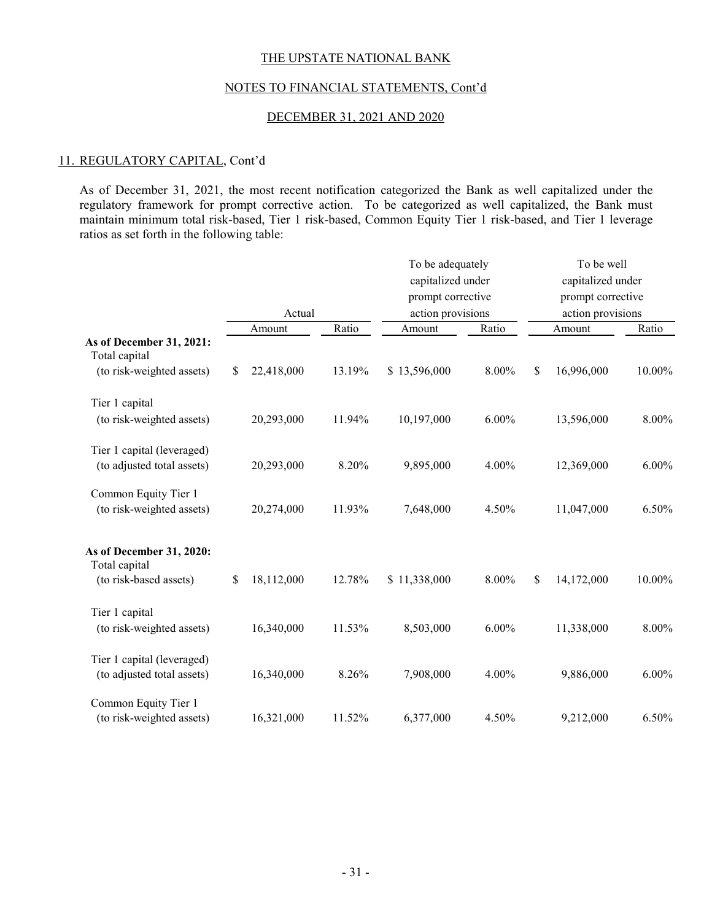THE UPSTATE NATIONAL BANK

NOTES TO FINANCIAL STATEMENTS, Cont'd

DECEMBER 31, 2021 AND 2020

## 11. REGULATORY CAPITAL, Cont'd

As of December 31, 2021, the most recent notification categorized the Bank as well capitalized under the regulatory framework for prompt corrective action. To be categorized as well capitalized, the Bank must maintain minimum total risk-based, Tier 1 risk-based, Common Equity Tier 1 risk-based, and Tier 1 leverage ratios as set forth in the following table:

| | Actual | | To be adequately capitalized under prompt corrective action provisions | | To be well capitalized under prompt corrective action provisions | |
|---|---|---|---|---|---|---|
| | Amount | Ratio | Amount | Ratio | Amount | Ratio |
| **As of December 31, 2021:** | | | | | | |
| Total capital (to risk-weighted assets) | $ 22,418,000 | 13.19% | $ 13,596,000 | 8.00% | $ 16,996,000 | 10.00% |
| Tier 1 capital (to risk-weighted assets) | 20,293,000 | 11.94% | 10,197,000 | 6.00% | 13,596,000 | 8.00% |
| Tier 1 capital (leveraged) (to adjusted total assets) | 20,293,000 | 8.20% | 9,895,000 | 4.00% | 12,369,000 | 6.00% |
| Common Equity Tier 1 (to risk-weighted assets) | 20,274,000 | 11.93% | 7,648,000 | 4.50% | 11,047,000 | 6.50% |
| **As of December 31, 2020:** | | | | | | |
| Total capital (to risk-based assets) | $ 18,112,000 | 12.78% | $ 11,338,000 | 8.00% | $ 14,172,000 | 10.00% |
| Tier 1 capital (to risk-weighted assets) | 16,340,000 | 11.53% | 8,503,000 | 6.00% | 11,338,000 | 8.00% |
| Tier 1 capital (leveraged) (to adjusted total assets) | 16,340,000 | 8.26% | 7,908,000 | 4.00% | 9,886,000 | 6.00% |
| Common Equity Tier 1 (to risk-weighted assets) | 16,321,000 | 11.52% | 6,377,000 | 4.50% | 9,212,000 | 6.50% |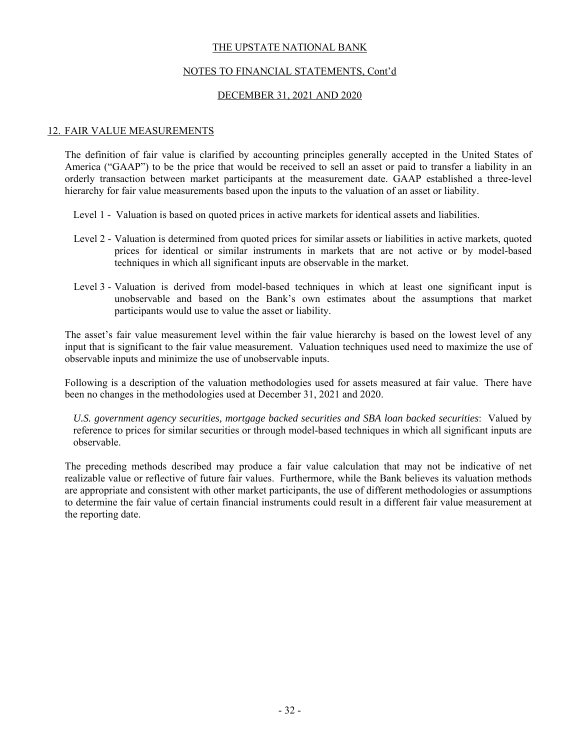THE UPSTATE NATIONAL BANK

NOTES TO FINANCIAL STATEMENTS, Cont'd

DECEMBER 31, 2021 AND 2020

## 12. FAIR VALUE MEASUREMENTS

The definition of fair value is clarified by accounting principles generally accepted in the United States of America ("GAAP") to be the price that would be received to sell an asset or paid to transfer a liability in an orderly transaction between market participants at the measurement date. GAAP established a three-level hierarchy for fair value measurements based upon the inputs to the valuation of an asset or liability.

Level 1 - Valuation is based on quoted prices in active markets for identical assets and liabilities.

Level 2 - Valuation is determined from quoted prices for similar assets or liabilities in active markets, quoted prices for identical or similar instruments in markets that are not active or by model-based techniques in which all significant inputs are observable in the market.

Level 3 - Valuation is derived from model-based techniques in which at least one significant input is unobservable and based on the Bank's own estimates about the assumptions that market participants would use to value the asset or liability.

The asset's fair value measurement level within the fair value hierarchy is based on the lowest level of any input that is significant to the fair value measurement. Valuation techniques used need to maximize the use of observable inputs and minimize the use of unobservable inputs.

Following is a description of the valuation methodologies used for assets measured at fair value. There have been no changes in the methodologies used at December 31, 2021 and 2020.

*U.S. government agency securities, mortgage backed securities and SBA loan backed securities*: Valued by reference to prices for similar securities or through model-based techniques in which all significant inputs are observable.

The preceding methods described may produce a fair value calculation that may not be indicative of net realizable value or reflective of future fair values. Furthermore, while the Bank believes its valuation methods are appropriate and consistent with other market participants, the use of different methodologies or assumptions to determine the fair value of certain financial instruments could result in a different fair value measurement at the reporting date.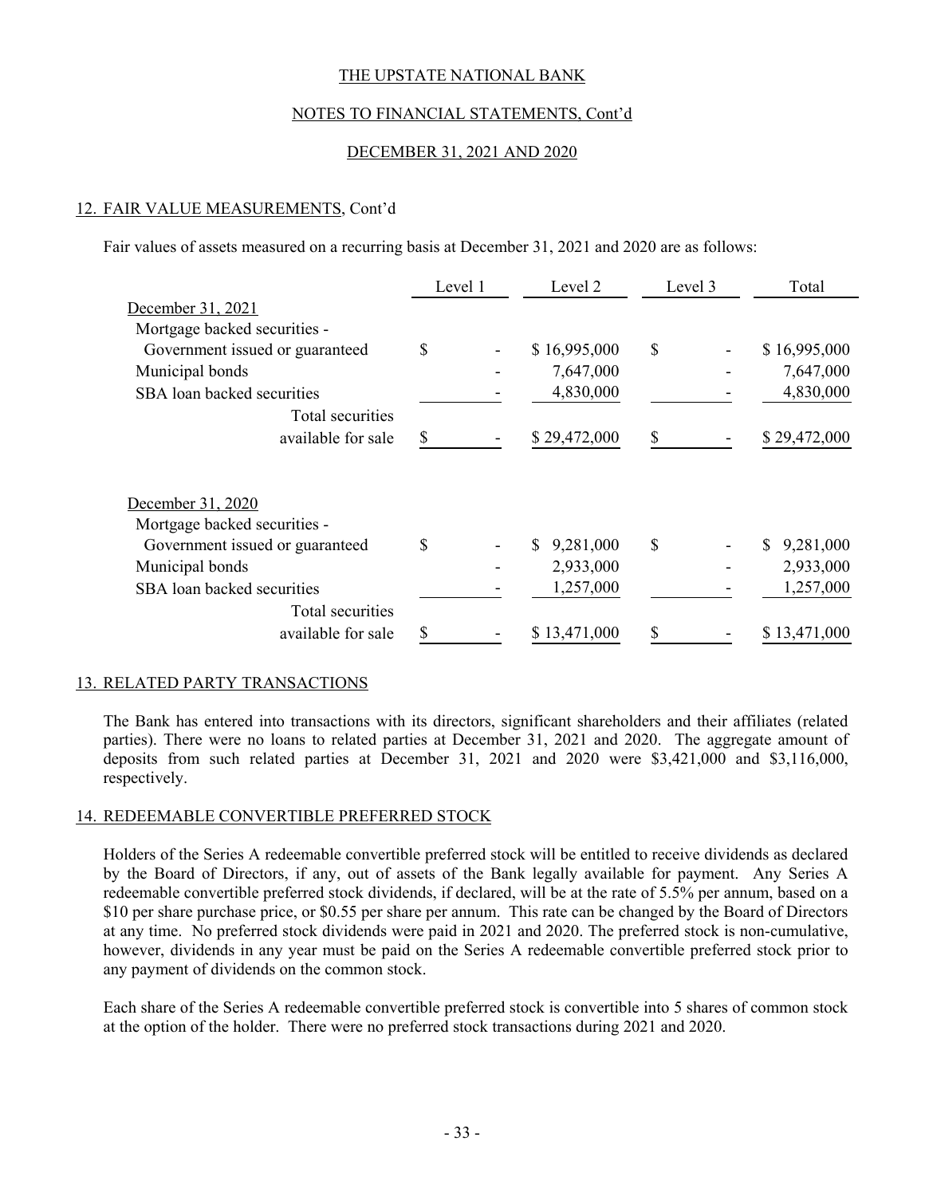THE UPSTATE NATIONAL BANK

NOTES TO FINANCIAL STATEMENTS, Cont'd

DECEMBER 31, 2021 AND 2020

## 12. FAIR VALUE MEASUREMENTS, Cont'd

Fair values of assets measured on a recurring basis at December 31, 2021 and 2020 are as follows:

| | Level 1 | Level 2 | Level 3 | Total |
|---|---|---|---|---|
| December 31, 2021 | | | | |
| Mortgage backed securities - Government issued or guaranteed | $ - | $ 16,995,000 | $ - | $ 16,995,000 |
| Municipal bonds | - | 7,647,000 | - | 7,647,000 |
| SBA loan backed securities | - | 4,830,000 | - | 4,830,000 |
| Total securities available for sale | $ - | $ 29,472,000 | $ - | $ 29,472,000 |
| December 31, 2020 | | | | |
| Mortgage backed securities - Government issued or guaranteed | $ - | $ 9,281,000 | $ - | $ 9,281,000 |
| Municipal bonds | - | 2,933,000 | - | 2,933,000 |
| SBA loan backed securities | - | 1,257,000 | - | 1,257,000 |
| Total securities available for sale | $ - | $ 13,471,000 | $ - | $ 13,471,000 |

## 13. RELATED PARTY TRANSACTIONS

The Bank has entered into transactions with its directors, significant shareholders and their affiliates (related parties). There were no loans to related parties at December 31, 2021 and 2020. The aggregate amount of deposits from such related parties at December 31, 2021 and 2020 were $3,421,000 and $3,116,000, respectively.

## 14. REDEEMABLE CONVERTIBLE PREFERRED STOCK

Holders of the Series A redeemable convertible preferred stock will be entitled to receive dividends as declared by the Board of Directors, if any, out of assets of the Bank legally available for payment. Any Series A redeemable convertible preferred stock dividends, if declared, will be at the rate of 5.5% per annum, based on a $10 per share purchase price, or $0.55 per share per annum. This rate can be changed by the Board of Directors at any time. No preferred stock dividends were paid in 2021 and 2020. The preferred stock is non-cumulative, however, dividends in any year must be paid on the Series A redeemable convertible preferred stock prior to any payment of dividends on the common stock.

Each share of the Series A redeemable convertible preferred stock is convertible into 5 shares of common stock at the option of the holder. There were no preferred stock transactions during 2021 and 2020.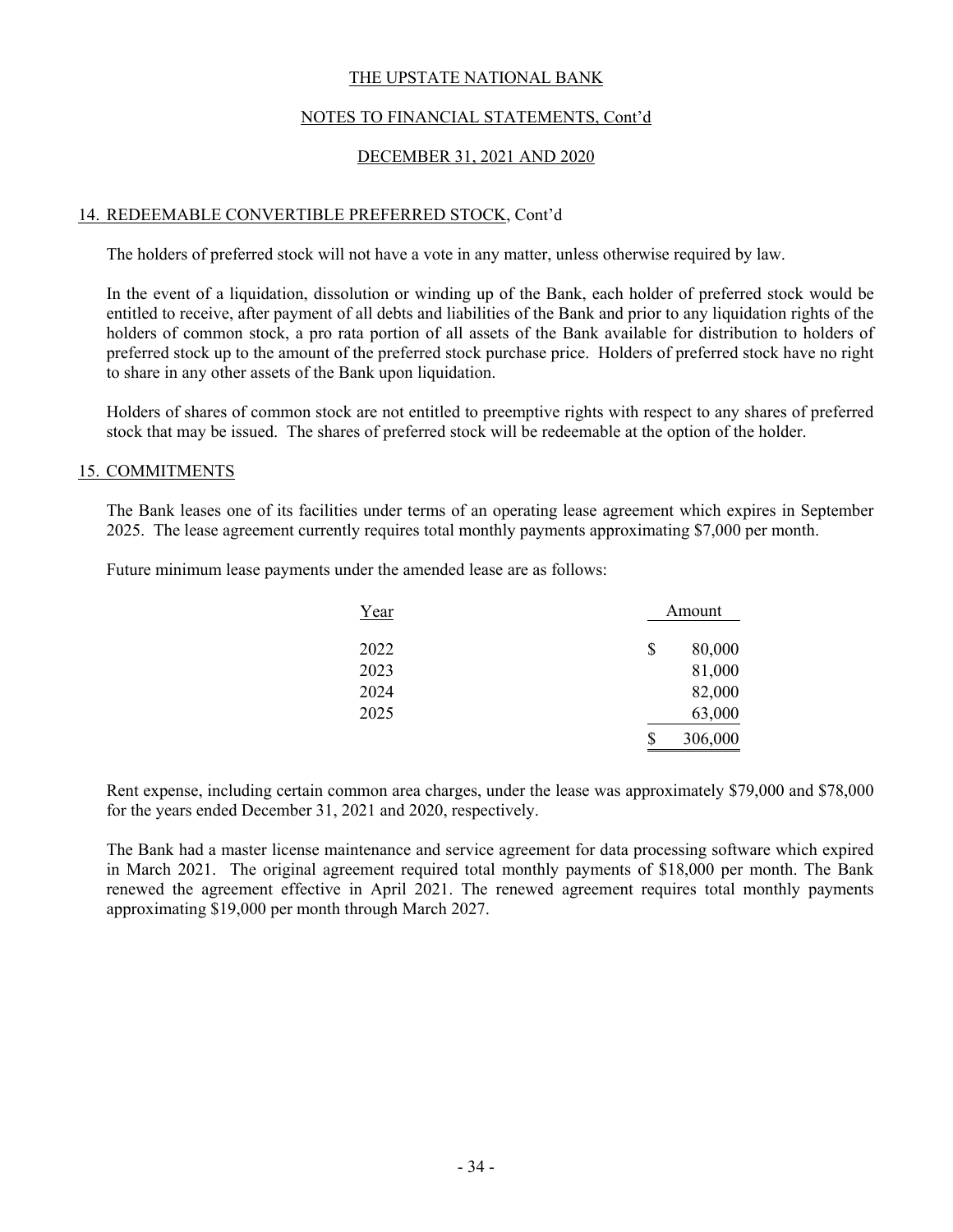THE UPSTATE NATIONAL BANK

NOTES TO FINANCIAL STATEMENTS, Cont'd

DECEMBER 31, 2021 AND 2020

## 14. REDEEMABLE CONVERTIBLE PREFERRED STOCK, Cont'd

The holders of preferred stock will not have a vote in any matter, unless otherwise required by law.

In the event of a liquidation, dissolution or winding up of the Bank, each holder of preferred stock would be entitled to receive, after payment of all debts and liabilities of the Bank and prior to any liquidation rights of the holders of common stock, a pro rata portion of all assets of the Bank available for distribution to holders of preferred stock up to the amount of the preferred stock purchase price. Holders of preferred stock have no right to share in any other assets of the Bank upon liquidation.

Holders of shares of common stock are not entitled to preemptive rights with respect to any shares of preferred stock that may be issued. The shares of preferred stock will be redeemable at the option of the holder.

## 15. COMMITMENTS

The Bank leases one of its facilities under terms of an operating lease agreement which expires in September 2025. The lease agreement currently requires total monthly payments approximating $7,000 per month.

Future minimum lease payments under the amended lease are as follows:

| Year | Amount |
|---|---|
| 2022 | $ 80,000 |
| 2023 | 81,000 |
| 2024 | 82,000 |
| 2025 | 63,000 |
| | $ 306,000 |

Rent expense, including certain common area charges, under the lease was approximately $79,000 and $78,000 for the years ended December 31, 2021 and 2020, respectively.

The Bank had a master license maintenance and service agreement for data processing software which expired in March 2021. The original agreement required total monthly payments of $18,000 per month. The Bank renewed the agreement effective in April 2021. The renewed agreement requires total monthly payments approximating $19,000 per month through March 2027.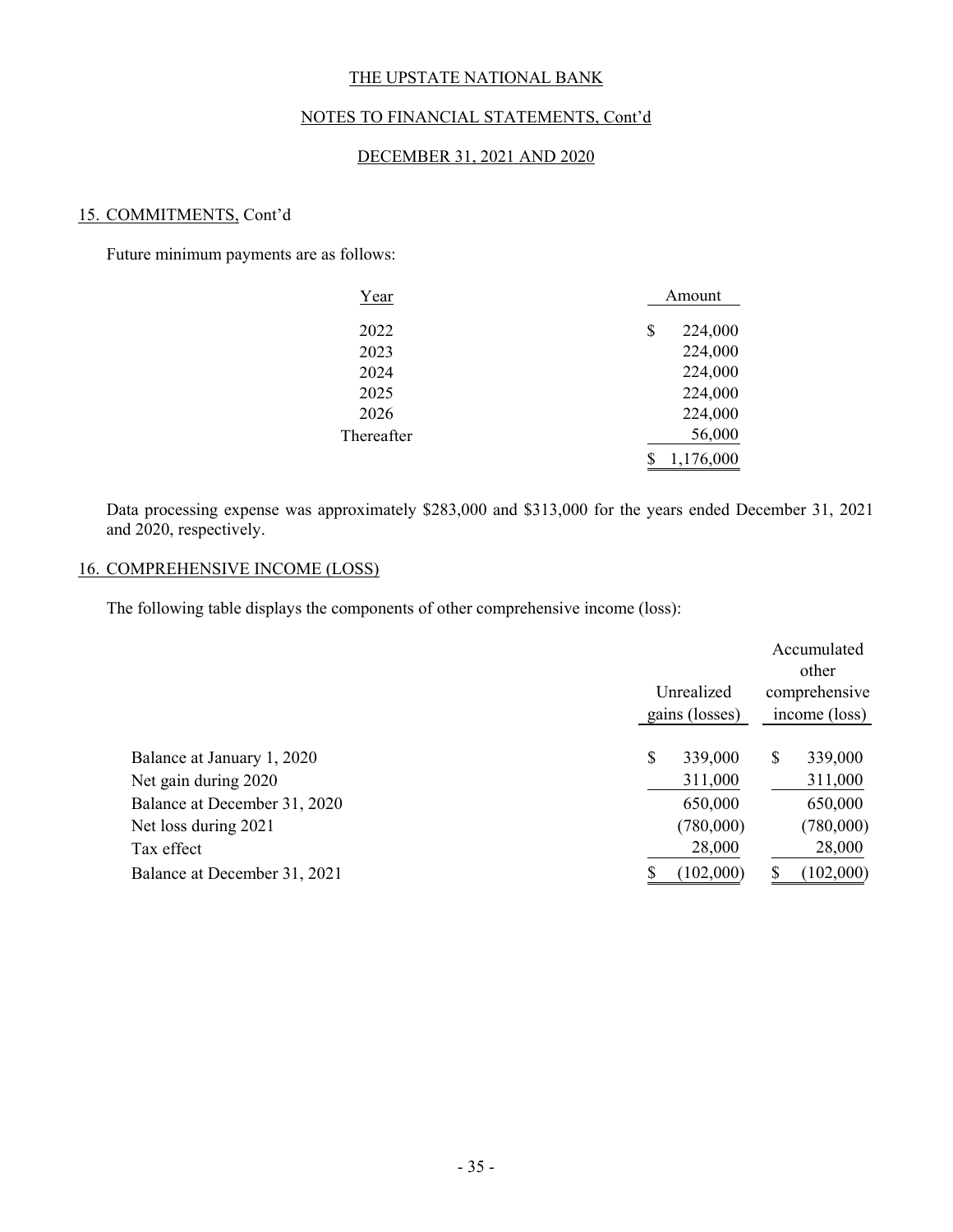THE UPSTATE NATIONAL BANK

NOTES TO FINANCIAL STATEMENTS, Cont'd

DECEMBER 31, 2021 AND 2020

## 15. COMMITMENTS, Cont'd

Future minimum payments are as follows:

| Year | Amount |
|---|---|
| 2022 | $ 224,000 |
| 2023 | 224,000 |
| 2024 | 224,000 |
| 2025 | 224,000 |
| 2026 | 224,000 |
| Thereafter | 56,000 |
| | $ 1,176,000 |

Data processing expense was approximately $283,000 and $313,000 for the years ended December 31, 2021 and 2020, respectively.

## 16. COMPREHENSIVE INCOME (LOSS)

The following table displays the components of other comprehensive income (loss):

| | Unrealized gains (losses) | Accumulated other comprehensive income (loss) |
|---|---|---|
| Balance at January 1, 2020 | $ 339,000 | $ 339,000 |
| Net gain during 2020 | 311,000 | 311,000 |
| Balance at December 31, 2020 | 650,000 | 650,000 |
| Net loss during 2021 | (780,000) | (780,000) |
| Tax effect | 28,000 | 28,000 |
| Balance at December 31, 2021 | $ (102,000) | $ (102,000) |